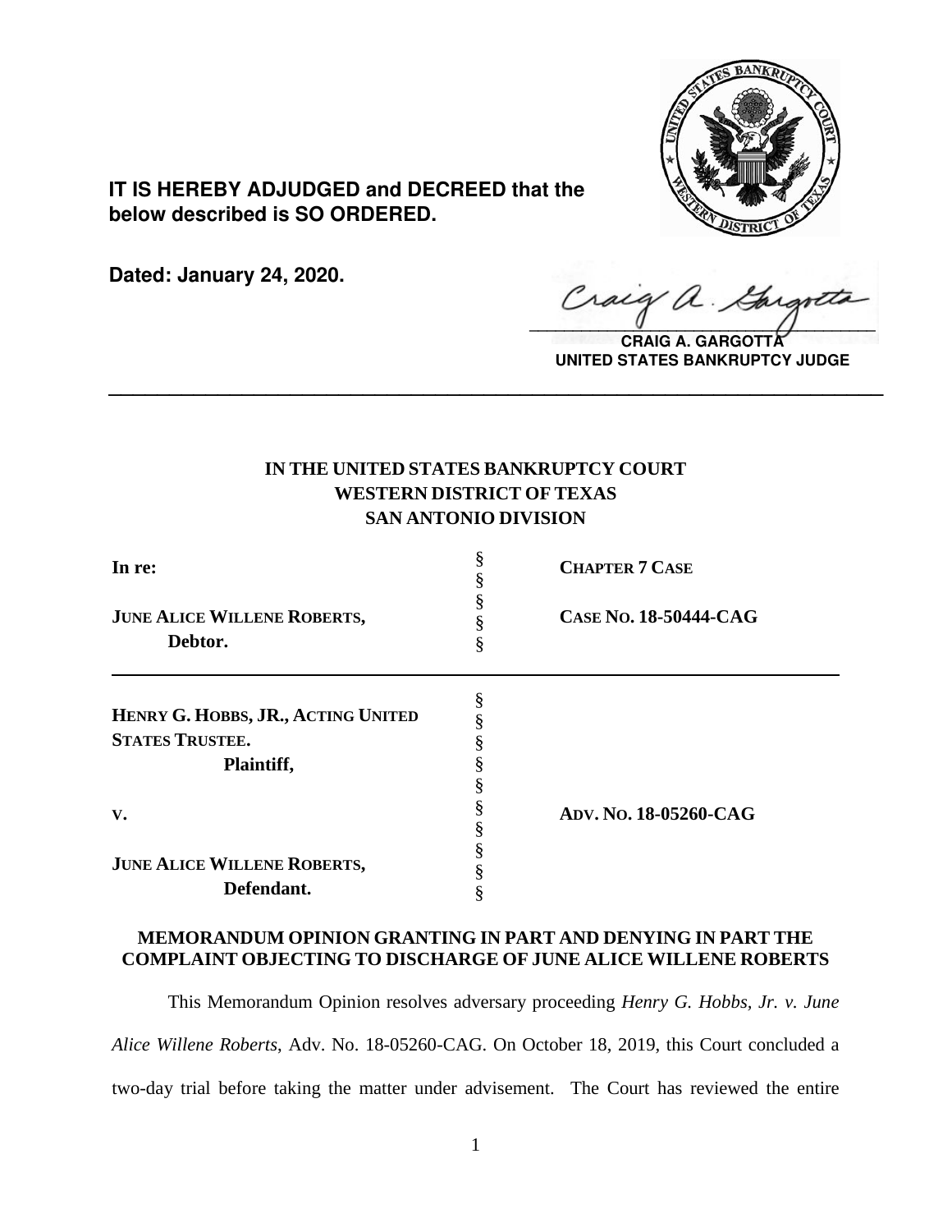**IT IS HEREBY ADJUDGED and DECREED that the below described is SO ORDERED.**

**Dated: January 24, 2020.**

**CRAIG A. GARGOTTA**
**UNITED STATES BANKRUPTCY JUDGE**

---

**IN THE UNITED STATES BANKRUPTCY COURT**
**WESTERN DISTRICT OF TEXAS**
**SAN ANTONIO DIVISION**

| | | |
|---|---|---|
| **In re:** | § | **CHAPTER 7 CASE** |
| | § | |
| **JUNE ALICE WILLENE ROBERTS,** | § | **CASE NO. 18-50444-CAG** |
| **Debtor.** | § | |

| | | |
|---|---|---|
| **HENRY G. HOBBS, JR., ACTING UNITED STATES TRUSTEE.** | § | |
| **Plaintiff,** | § | |
| | § | |
| **V.** | § | **ADV. NO. 18-05260-CAG** |
| | § | |
| **JUNE ALICE WILLENE ROBERTS,** | § | |
| **Defendant.** | § | |

**MEMORANDUM OPINION GRANTING IN PART AND DENYING IN PART THE COMPLAINT OBJECTING TO DISCHARGE OF JUNE ALICE WILLENE ROBERTS**

This Memorandum Opinion resolves adversary proceeding *Henry G. Hobbs, Jr. v. June Alice Willene Roberts*, Adv. No. 18-05260-CAG. On October 18, 2019, this Court concluded a two-day trial before taking the matter under advisement. The Court has reviewed the entire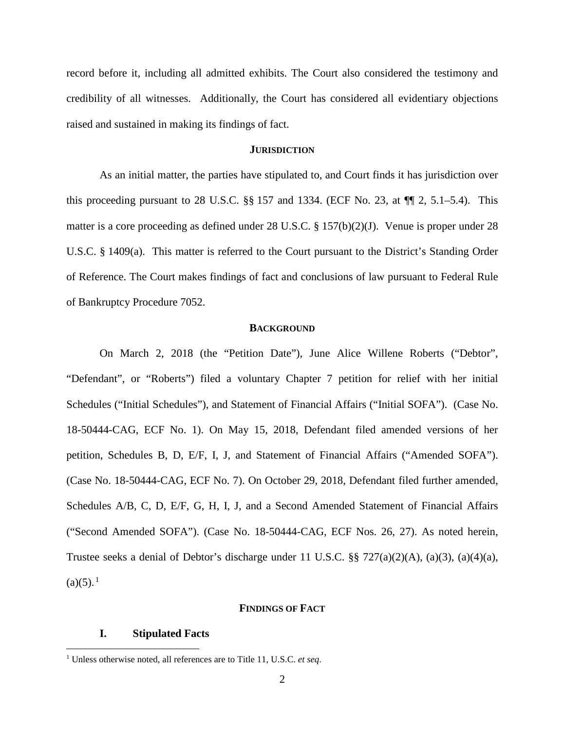record before it, including all admitted exhibits. The Court also considered the testimony and credibility of all witnesses. Additionally, the Court has considered all evidentiary objections raised and sustained in making its findings of fact.

## JURISDICTION

As an initial matter, the parties have stipulated to, and Court finds it has jurisdiction over this proceeding pursuant to 28 U.S.C. §§ 157 and 1334. (ECF No. 23, at ¶¶ 2, 5.1–5.4). This matter is a core proceeding as defined under 28 U.S.C. § 157(b)(2)(J). Venue is proper under 28 U.S.C. § 1409(a). This matter is referred to the Court pursuant to the District's Standing Order of Reference. The Court makes findings of fact and conclusions of law pursuant to Federal Rule of Bankruptcy Procedure 7052.

## BACKGROUND

On March 2, 2018 (the "Petition Date"), June Alice Willene Roberts ("Debtor", "Defendant", or "Roberts") filed a voluntary Chapter 7 petition for relief with her initial Schedules ("Initial Schedules"), and Statement of Financial Affairs ("Initial SOFA"). (Case No. 18-50444-CAG, ECF No. 1). On May 15, 2018, Defendant filed amended versions of her petition, Schedules B, D, E/F, I, J, and Statement of Financial Affairs ("Amended SOFA"). (Case No. 18-50444-CAG, ECF No. 7). On October 29, 2018, Defendant filed further amended, Schedules A/B, C, D, E/F, G, H, I, J, and a Second Amended Statement of Financial Affairs ("Second Amended SOFA"). (Case No. 18-50444-CAG, ECF Nos. 26, 27). As noted herein, Trustee seeks a denial of Debtor's discharge under 11 U.S.C. §§ 727(a)(2)(A), (a)(3), (a)(4)(a), (a)(5).[1]

## FINDINGS OF FACT

### I. Stipulated Facts

[1] Unless otherwise noted, all references are to Title 11, U.S.C. *et seq*.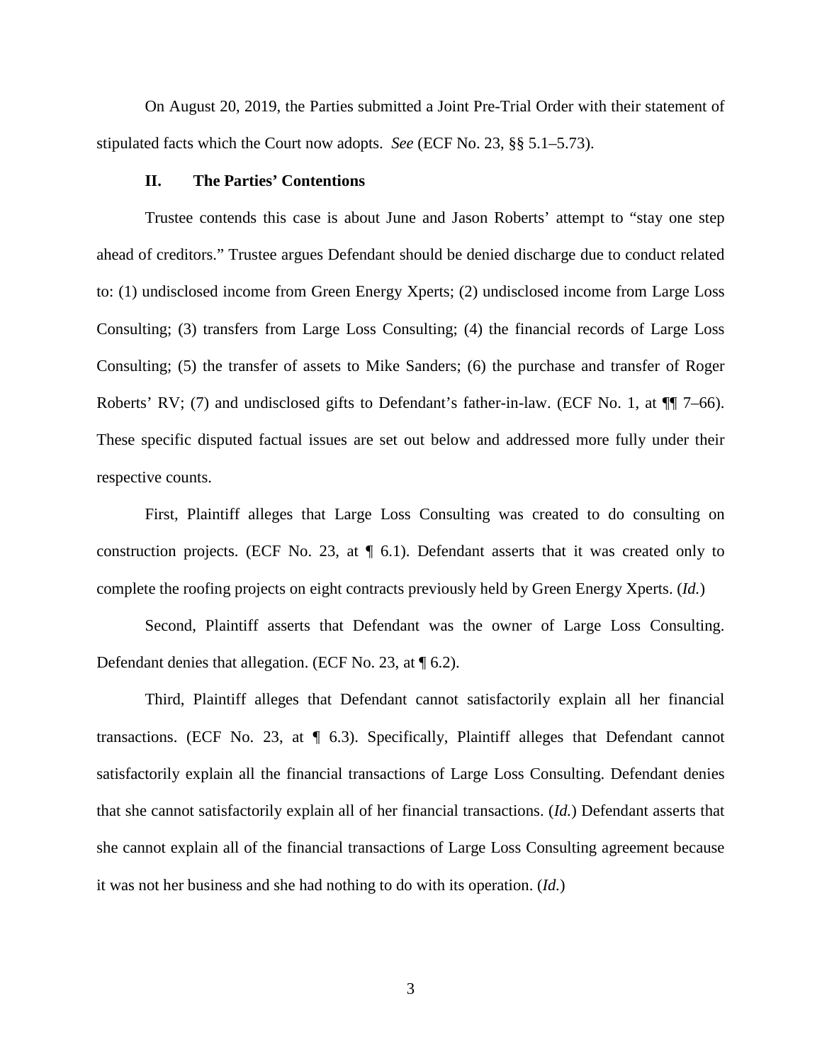On August 20, 2019, the Parties submitted a Joint Pre-Trial Order with their statement of stipulated facts which the Court now adopts. *See* (ECF No. 23, §§ 5.1–5.73).

## II. The Parties' Contentions

Trustee contends this case is about June and Jason Roberts' attempt to "stay one step ahead of creditors." Trustee argues Defendant should be denied discharge due to conduct related to: (1) undisclosed income from Green Energy Xperts; (2) undisclosed income from Large Loss Consulting; (3) transfers from Large Loss Consulting; (4) the financial records of Large Loss Consulting; (5) the transfer of assets to Mike Sanders; (6) the purchase and transfer of Roger Roberts' RV; (7) and undisclosed gifts to Defendant's father-in-law. (ECF No. 1, at ¶¶ 7–66). These specific disputed factual issues are set out below and addressed more fully under their respective counts.

First, Plaintiff alleges that Large Loss Consulting was created to do consulting on construction projects. (ECF No. 23, at ¶ 6.1). Defendant asserts that it was created only to complete the roofing projects on eight contracts previously held by Green Energy Xperts. (*Id.*)

Second, Plaintiff asserts that Defendant was the owner of Large Loss Consulting. Defendant denies that allegation. (ECF No. 23, at ¶ 6.2).

Third, Plaintiff alleges that Defendant cannot satisfactorily explain all her financial transactions. (ECF No. 23, at ¶ 6.3). Specifically, Plaintiff alleges that Defendant cannot satisfactorily explain all the financial transactions of Large Loss Consulting. Defendant denies that she cannot satisfactorily explain all of her financial transactions. (*Id.*) Defendant asserts that she cannot explain all of the financial transactions of Large Loss Consulting agreement because it was not her business and she had nothing to do with its operation. (*Id.*)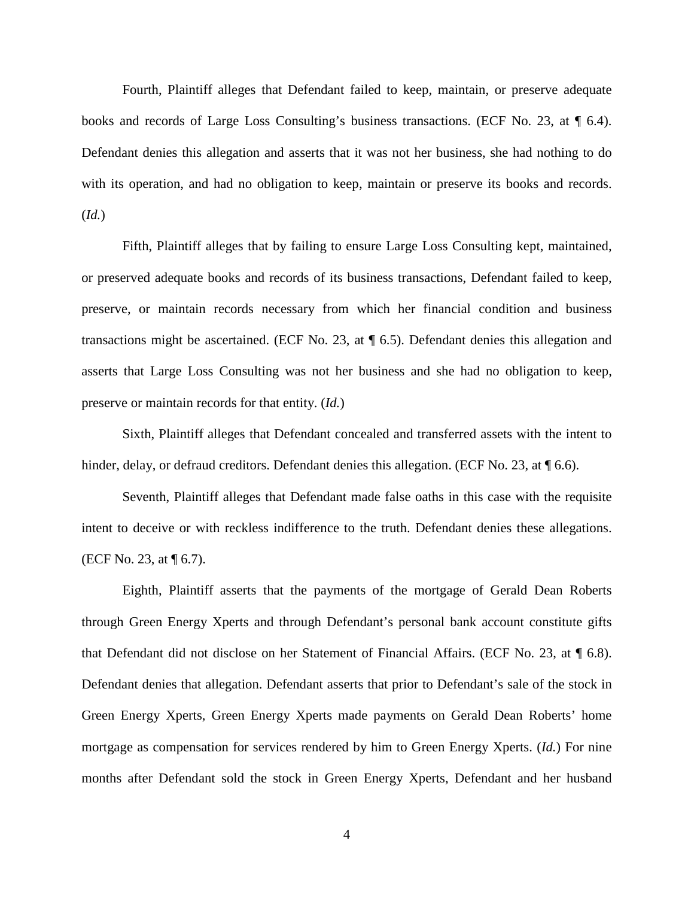Fourth, Plaintiff alleges that Defendant failed to keep, maintain, or preserve adequate books and records of Large Loss Consulting's business transactions. (ECF No. 23, at ¶ 6.4). Defendant denies this allegation and asserts that it was not her business, she had nothing to do with its operation, and had no obligation to keep, maintain or preserve its books and records. (*Id.*)

Fifth, Plaintiff alleges that by failing to ensure Large Loss Consulting kept, maintained, or preserved adequate books and records of its business transactions, Defendant failed to keep, preserve, or maintain records necessary from which her financial condition and business transactions might be ascertained. (ECF No. 23, at ¶ 6.5). Defendant denies this allegation and asserts that Large Loss Consulting was not her business and she had no obligation to keep, preserve or maintain records for that entity. (*Id.*)

Sixth, Plaintiff alleges that Defendant concealed and transferred assets with the intent to hinder, delay, or defraud creditors. Defendant denies this allegation. (ECF No. 23, at ¶ 6.6).

Seventh, Plaintiff alleges that Defendant made false oaths in this case with the requisite intent to deceive or with reckless indifference to the truth. Defendant denies these allegations. (ECF No. 23, at ¶ 6.7).

Eighth, Plaintiff asserts that the payments of the mortgage of Gerald Dean Roberts through Green Energy Xperts and through Defendant's personal bank account constitute gifts that Defendant did not disclose on her Statement of Financial Affairs. (ECF No. 23, at ¶ 6.8). Defendant denies that allegation. Defendant asserts that prior to Defendant's sale of the stock in Green Energy Xperts, Green Energy Xperts made payments on Gerald Dean Roberts' home mortgage as compensation for services rendered by him to Green Energy Xperts. (*Id.*) For nine months after Defendant sold the stock in Green Energy Xperts, Defendant and her husband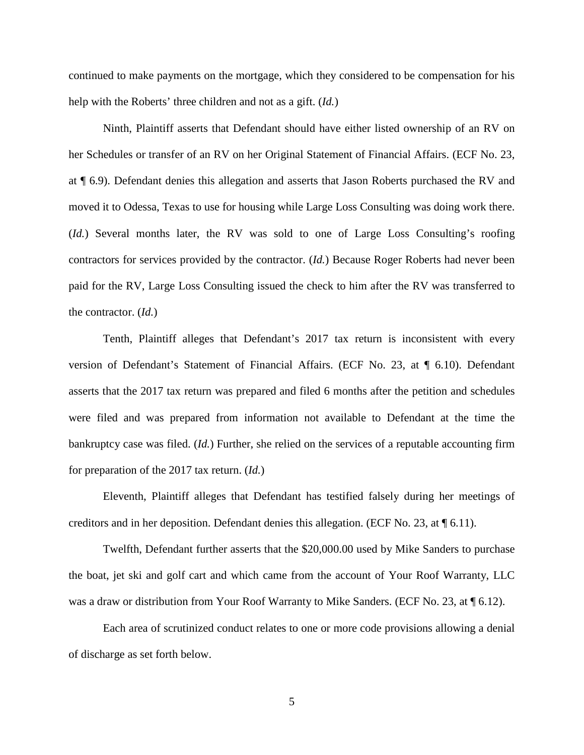continued to make payments on the mortgage, which they considered to be compensation for his help with the Roberts' three children and not as a gift. (*Id.*)

Ninth, Plaintiff asserts that Defendant should have either listed ownership of an RV on her Schedules or transfer of an RV on her Original Statement of Financial Affairs. (ECF No. 23, at ¶ 6.9). Defendant denies this allegation and asserts that Jason Roberts purchased the RV and moved it to Odessa, Texas to use for housing while Large Loss Consulting was doing work there. (*Id.*) Several months later, the RV was sold to one of Large Loss Consulting's roofing contractors for services provided by the contractor. (*Id.*) Because Roger Roberts had never been paid for the RV, Large Loss Consulting issued the check to him after the RV was transferred to the contractor. (*Id.*)

Tenth, Plaintiff alleges that Defendant's 2017 tax return is inconsistent with every version of Defendant's Statement of Financial Affairs. (ECF No. 23, at ¶ 6.10). Defendant asserts that the 2017 tax return was prepared and filed 6 months after the petition and schedules were filed and was prepared from information not available to Defendant at the time the bankruptcy case was filed. (*Id.*) Further, she relied on the services of a reputable accounting firm for preparation of the 2017 tax return. (*Id.*)

Eleventh, Plaintiff alleges that Defendant has testified falsely during her meetings of creditors and in her deposition. Defendant denies this allegation. (ECF No. 23, at ¶ 6.11).

Twelfth, Defendant further asserts that the $20,000.00 used by Mike Sanders to purchase the boat, jet ski and golf cart and which came from the account of Your Roof Warranty, LLC was a draw or distribution from Your Roof Warranty to Mike Sanders. (ECF No. 23, at ¶ 6.12).

Each area of scrutinized conduct relates to one or more code provisions allowing a denial of discharge as set forth below.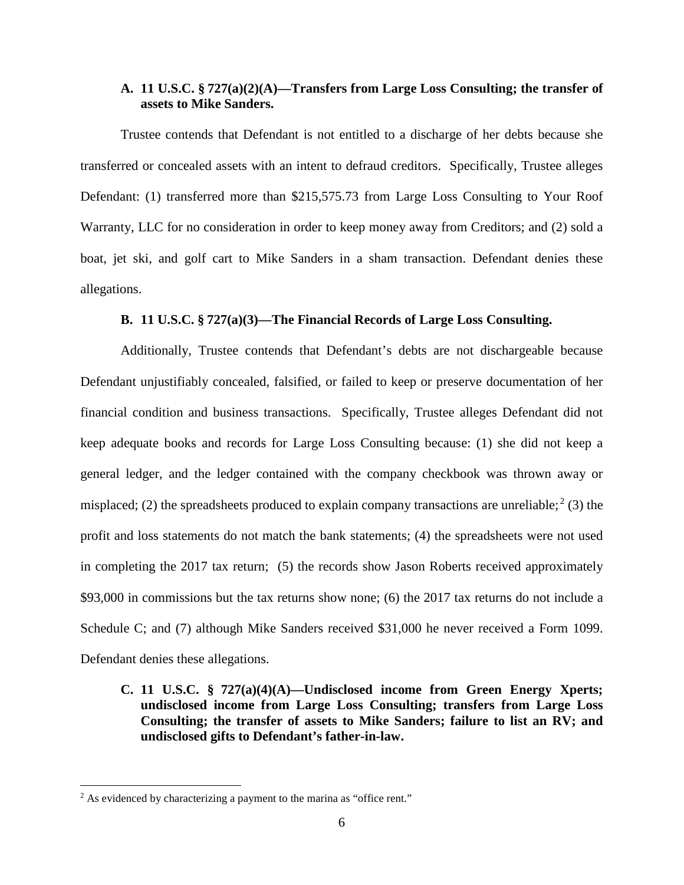**A. 11 U.S.C. § 727(a)(2)(A)—Transfers from Large Loss Consulting; the transfer of assets to Mike Sanders.**

Trustee contends that Defendant is not entitled to a discharge of her debts because she transferred or concealed assets with an intent to defraud creditors. Specifically, Trustee alleges Defendant: (1) transferred more than $215,575.73 from Large Loss Consulting to Your Roof Warranty, LLC for no consideration in order to keep money away from Creditors; and (2) sold a boat, jet ski, and golf cart to Mike Sanders in a sham transaction. Defendant denies these allegations.

**B. 11 U.S.C. § 727(a)(3)—The Financial Records of Large Loss Consulting.**

Additionally, Trustee contends that Defendant's debts are not dischargeable because Defendant unjustifiably concealed, falsified, or failed to keep or preserve documentation of her financial condition and business transactions. Specifically, Trustee alleges Defendant did not keep adequate books and records for Large Loss Consulting because: (1) she did not keep a general ledger, and the ledger contained with the company checkbook was thrown away or misplaced; (2) the spreadsheets produced to explain company transactions are unreliable;[2] (3) the profit and loss statements do not match the bank statements; (4) the spreadsheets were not used in completing the 2017 tax return; (5) the records show Jason Roberts received approximately $93,000 in commissions but the tax returns show none; (6) the 2017 tax returns do not include a Schedule C; and (7) although Mike Sanders received $31,000 he never received a Form 1099. Defendant denies these allegations.

**C. 11 U.S.C. § 727(a)(4)(A)—Undisclosed income from Green Energy Xperts; undisclosed income from Large Loss Consulting; transfers from Large Loss Consulting; the transfer of assets to Mike Sanders; failure to list an RV; and undisclosed gifts to Defendant's father-in-law.**

---

[2] As evidenced by characterizing a payment to the marina as "office rent."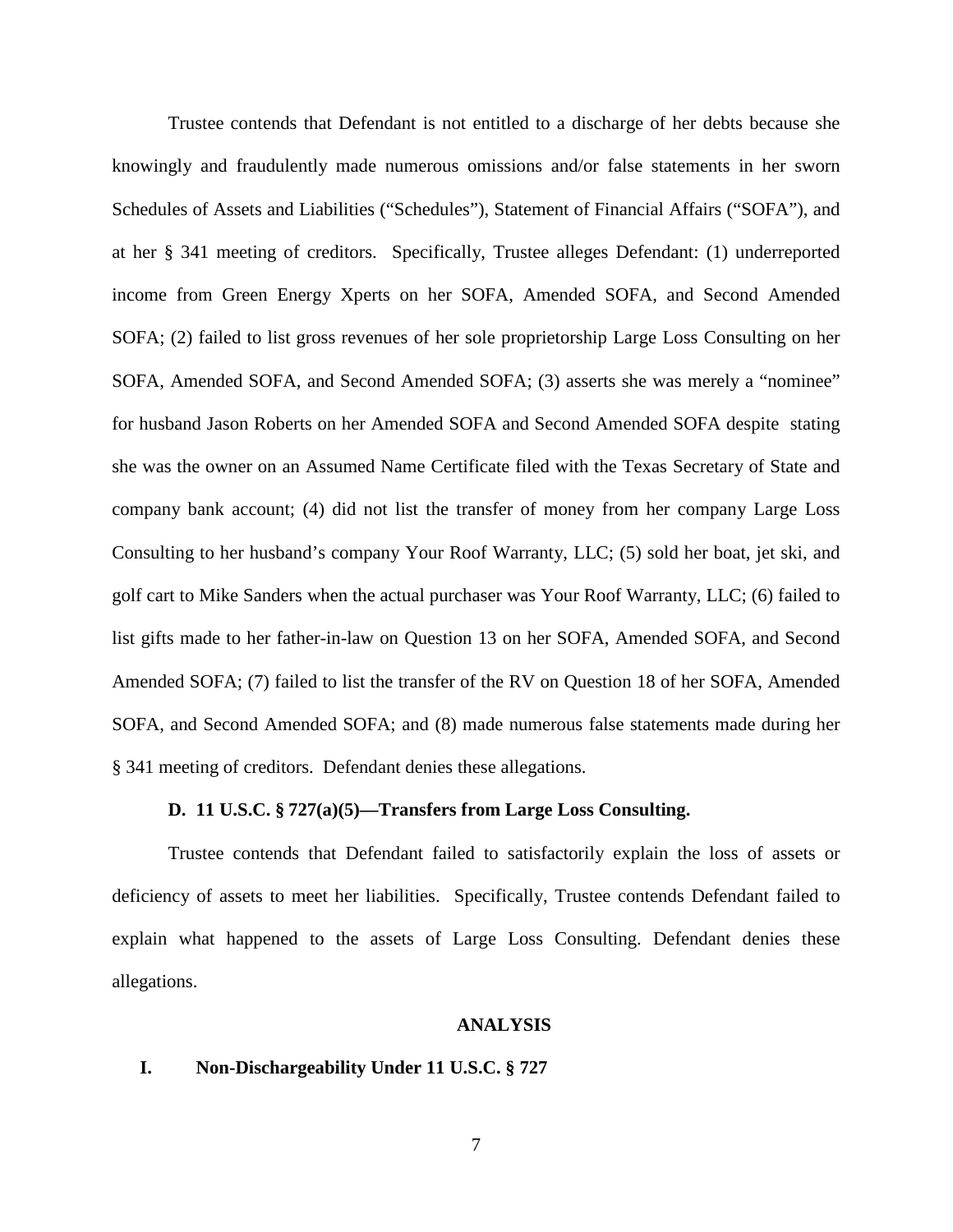Trustee contends that Defendant is not entitled to a discharge of her debts because she knowingly and fraudulently made numerous omissions and/or false statements in her sworn Schedules of Assets and Liabilities ("Schedules"), Statement of Financial Affairs ("SOFA"), and at her § 341 meeting of creditors. Specifically, Trustee alleges Defendant: (1) underreported income from Green Energy Xperts on her SOFA, Amended SOFA, and Second Amended SOFA; (2) failed to list gross revenues of her sole proprietorship Large Loss Consulting on her SOFA, Amended SOFA, and Second Amended SOFA; (3) asserts she was merely a "nominee" for husband Jason Roberts on her Amended SOFA and Second Amended SOFA despite stating she was the owner on an Assumed Name Certificate filed with the Texas Secretary of State and company bank account; (4) did not list the transfer of money from her company Large Loss Consulting to her husband's company Your Roof Warranty, LLC; (5) sold her boat, jet ski, and golf cart to Mike Sanders when the actual purchaser was Your Roof Warranty, LLC; (6) failed to list gifts made to her father-in-law on Question 13 on her SOFA, Amended SOFA, and Second Amended SOFA; (7) failed to list the transfer of the RV on Question 18 of her SOFA, Amended SOFA, and Second Amended SOFA; and (8) made numerous false statements made during her § 341 meeting of creditors. Defendant denies these allegations.

### D. 11 U.S.C. § 727(a)(5)—Transfers from Large Loss Consulting.

Trustee contends that Defendant failed to satisfactorily explain the loss of assets or deficiency of assets to meet her liabilities. Specifically, Trustee contends Defendant failed to explain what happened to the assets of Large Loss Consulting. Defendant denies these allegations.

## ANALYSIS

### I. Non-Dischargeability Under 11 U.S.C. § 727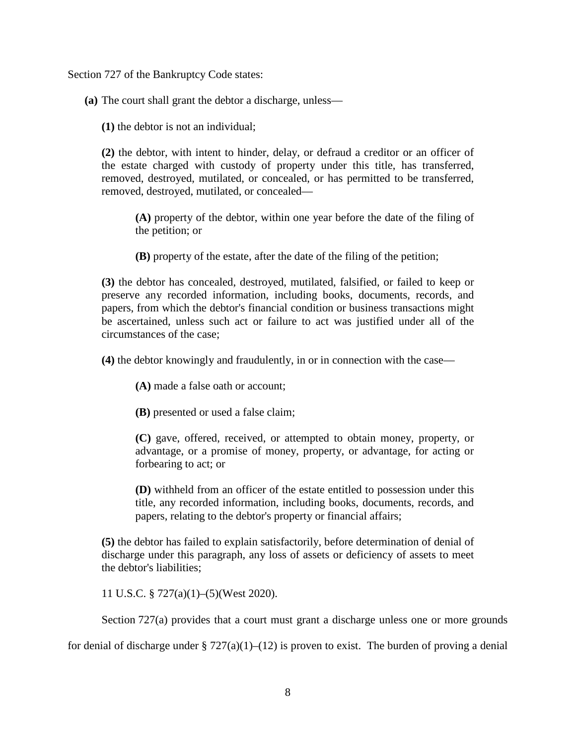Section 727 of the Bankruptcy Code states:

> **(a)** The court shall grant the debtor a discharge, unless—
>
> **(1)** the debtor is not an individual;
>
> **(2)** the debtor, with intent to hinder, delay, or defraud a creditor or an officer of the estate charged with custody of property under this title, has transferred, removed, destroyed, mutilated, or concealed, or has permitted to be transferred, removed, destroyed, mutilated, or concealed—
>
> > **(A)** property of the debtor, within one year before the date of the filing of the petition; or
> >
> > **(B)** property of the estate, after the date of the filing of the petition;
>
> **(3)** the debtor has concealed, destroyed, mutilated, falsified, or failed to keep or preserve any recorded information, including books, documents, records, and papers, from which the debtor's financial condition or business transactions might be ascertained, unless such act or failure to act was justified under all of the circumstances of the case;
>
> **(4)** the debtor knowingly and fraudulently, in or in connection with the case—
>
> > **(A)** made a false oath or account;
> >
> > **(B)** presented or used a false claim;
> >
> > **(C)** gave, offered, received, or attempted to obtain money, property, or advantage, or a promise of money, property, or advantage, for acting or forbearing to act; or
> >
> > **(D)** withheld from an officer of the estate entitled to possession under this title, any recorded information, including books, documents, records, and papers, relating to the debtor's property or financial affairs;
>
> **(5)** the debtor has failed to explain satisfactorily, before determination of denial of discharge under this paragraph, any loss of assets or deficiency of assets to meet the debtor's liabilities;
>
> 11 U.S.C. § 727(a)(1)–(5)(West 2020).

Section 727(a) provides that a court must grant a discharge unless one or more grounds for denial of discharge under § 727(a)(1)–(12) is proven to exist. The burden of proving a denial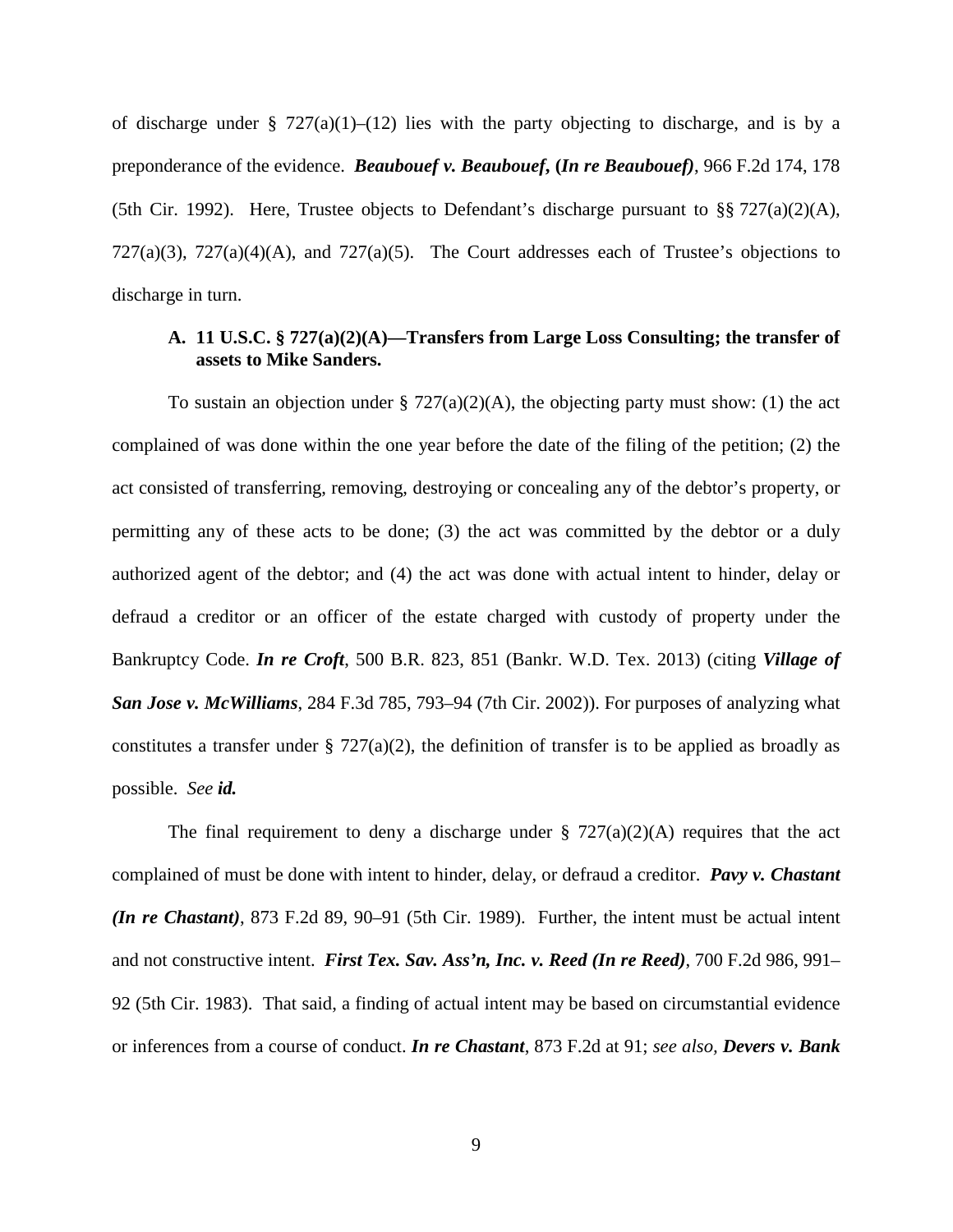of discharge under § 727(a)(1)–(12) lies with the party objecting to discharge, and is by a preponderance of the evidence. ***Beaubouef v. Beaubouef*, (*In re Beaubouef)***, 966 F.2d 174, 178 (5th Cir. 1992). Here, Trustee objects to Defendant's discharge pursuant to §§ 727(a)(2)(A), 727(a)(3), 727(a)(4)(A), and 727(a)(5). The Court addresses each of Trustee's objections to discharge in turn.

### A. 11 U.S.C. § 727(a)(2)(A)—Transfers from Large Loss Consulting; the transfer of assets to Mike Sanders.

To sustain an objection under § 727(a)(2)(A), the objecting party must show: (1) the act complained of was done within the one year before the date of the filing of the petition; (2) the act consisted of transferring, removing, destroying or concealing any of the debtor's property, or permitting any of these acts to be done; (3) the act was committed by the debtor or a duly authorized agent of the debtor; and (4) the act was done with actual intent to hinder, delay or defraud a creditor or an officer of the estate charged with custody of property under the Bankruptcy Code. ***In re Croft***, 500 B.R. 823, 851 (Bankr. W.D. Tex. 2013) (citing ***Village of San Jose v. McWilliams***, 284 F.3d 785, 793–94 (7th Cir. 2002)). For purposes of analyzing what constitutes a transfer under § 727(a)(2), the definition of transfer is to be applied as broadly as possible. *See* ***id.***

The final requirement to deny a discharge under § 727(a)(2)(A) requires that the act complained of must be done with intent to hinder, delay, or defraud a creditor. ***Pavy v. Chastant (In re Chastant)***, 873 F.2d 89, 90–91 (5th Cir. 1989). Further, the intent must be actual intent and not constructive intent. ***First Tex. Sav. Ass'n, Inc. v. Reed (In re Reed)***, 700 F.2d 986, 991–92 (5th Cir. 1983). That said, a finding of actual intent may be based on circumstantial evidence or inferences from a course of conduct. ***In re Chastant***, 873 F.2d at 91; *see also*, ***Devers v. Bank***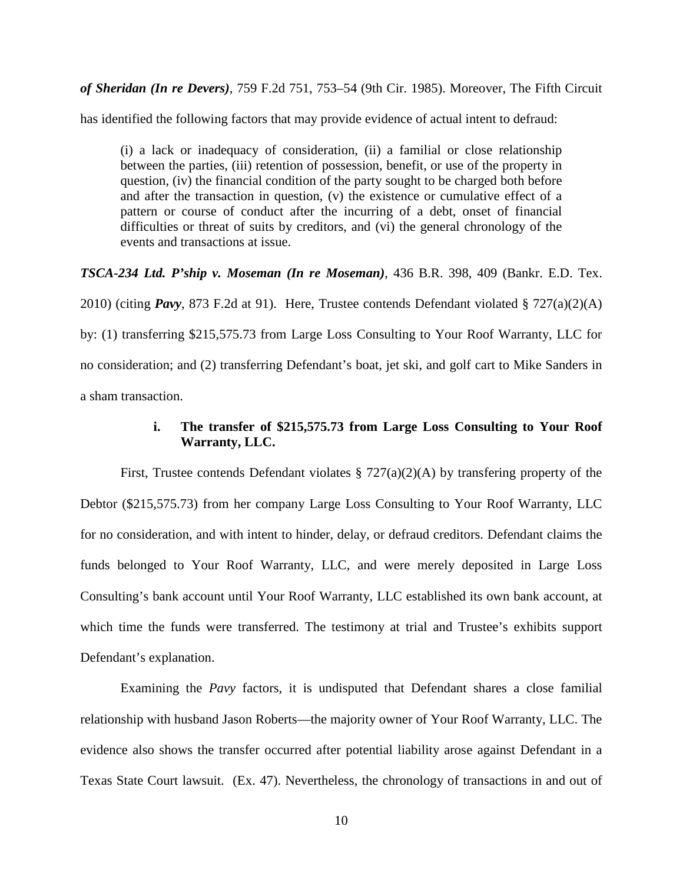***of Sheridan (In re Devers)***, 759 F.2d 751, 753–54 (9th Cir. 1985). Moreover, The Fifth Circuit has identified the following factors that may provide evidence of actual intent to defraud:

> (i) a lack or inadequacy of consideration, (ii) a familial or close relationship between the parties, (iii) retention of possession, benefit, or use of the property in question, (iv) the financial condition of the party sought to be charged both before and after the transaction in question, (v) the existence or cumulative effect of a pattern or course of conduct after the incurring of a debt, onset of financial difficulties or threat of suits by creditors, and (vi) the general chronology of the events and transactions at issue.

***TSCA-234 Ltd. P'ship v. Moseman (In re Moseman)***, 436 B.R. 398, 409 (Bankr. E.D. Tex. 2010) (citing ***Pavy***, 873 F.2d at 91). Here, Trustee contends Defendant violated § 727(a)(2)(A) by: (1) transferring $215,575.73 from Large Loss Consulting to Your Roof Warranty, LLC for no consideration; and (2) transferring Defendant's boat, jet ski, and golf cart to Mike Sanders in a sham transaction.

**i. The transfer of $215,575.73 from Large Loss Consulting to Your Roof Warranty, LLC.**

First, Trustee contends Defendant violates § 727(a)(2)(A) by transfering property of the Debtor ($215,575.73) from her company Large Loss Consulting to Your Roof Warranty, LLC for no consideration, and with intent to hinder, delay, or defraud creditors. Defendant claims the funds belonged to Your Roof Warranty, LLC, and were merely deposited in Large Loss Consulting's bank account until Your Roof Warranty, LLC established its own bank account, at which time the funds were transferred. The testimony at trial and Trustee's exhibits support Defendant's explanation.

Examining the *Pavy* factors, it is undisputed that Defendant shares a close familial relationship with husband Jason Roberts—the majority owner of Your Roof Warranty, LLC. The evidence also shows the transfer occurred after potential liability arose against Defendant in a Texas State Court lawsuit. (Ex. 47). Nevertheless, the chronology of transactions in and out of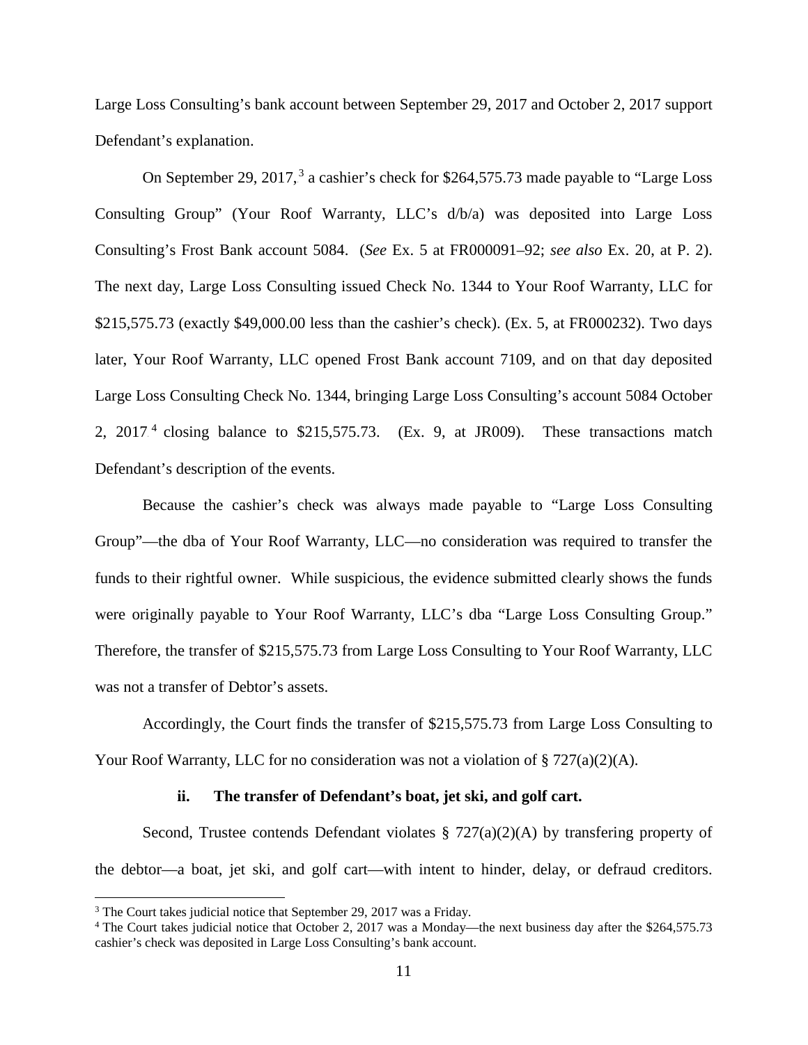Large Loss Consulting's bank account between September 29, 2017 and October 2, 2017 support Defendant's explanation.

On September 29, 2017,[3] a cashier's check for $264,575.73 made payable to "Large Loss Consulting Group" (Your Roof Warranty, LLC's d/b/a) was deposited into Large Loss Consulting's Frost Bank account 5084. (*See* Ex. 5 at FR000091–92; *see also* Ex. 20, at P. 2). The next day, Large Loss Consulting issued Check No. 1344 to Your Roof Warranty, LLC for $215,575.73 (exactly $49,000.00 less than the cashier's check). (Ex. 5, at FR000232). Two days later, Your Roof Warranty, LLC opened Frost Bank account 7109, and on that day deposited Large Loss Consulting Check No. 1344, bringing Large Loss Consulting's account 5084 October 2, 2017[4] closing balance to $215,575.73. (Ex. 9, at JR009). These transactions match Defendant's description of the events.

Because the cashier's check was always made payable to "Large Loss Consulting Group"—the dba of Your Roof Warranty, LLC—no consideration was required to transfer the funds to their rightful owner. While suspicious, the evidence submitted clearly shows the funds were originally payable to Your Roof Warranty, LLC's dba "Large Loss Consulting Group." Therefore, the transfer of $215,575.73 from Large Loss Consulting to Your Roof Warranty, LLC was not a transfer of Debtor's assets.

Accordingly, the Court finds the transfer of $215,575.73 from Large Loss Consulting to Your Roof Warranty, LLC for no consideration was not a violation of § 727(a)(2)(A).

#### ii. The transfer of Defendant's boat, jet ski, and golf cart.

Second, Trustee contends Defendant violates § 727(a)(2)(A) by transfering property of the debtor—a boat, jet ski, and golf cart—with intent to hinder, delay, or defraud creditors.

[3] The Court takes judicial notice that September 29, 2017 was a Friday.

[4] The Court takes judicial notice that October 2, 2017 was a Monday—the next business day after the $264,575.73 cashier's check was deposited in Large Loss Consulting's bank account.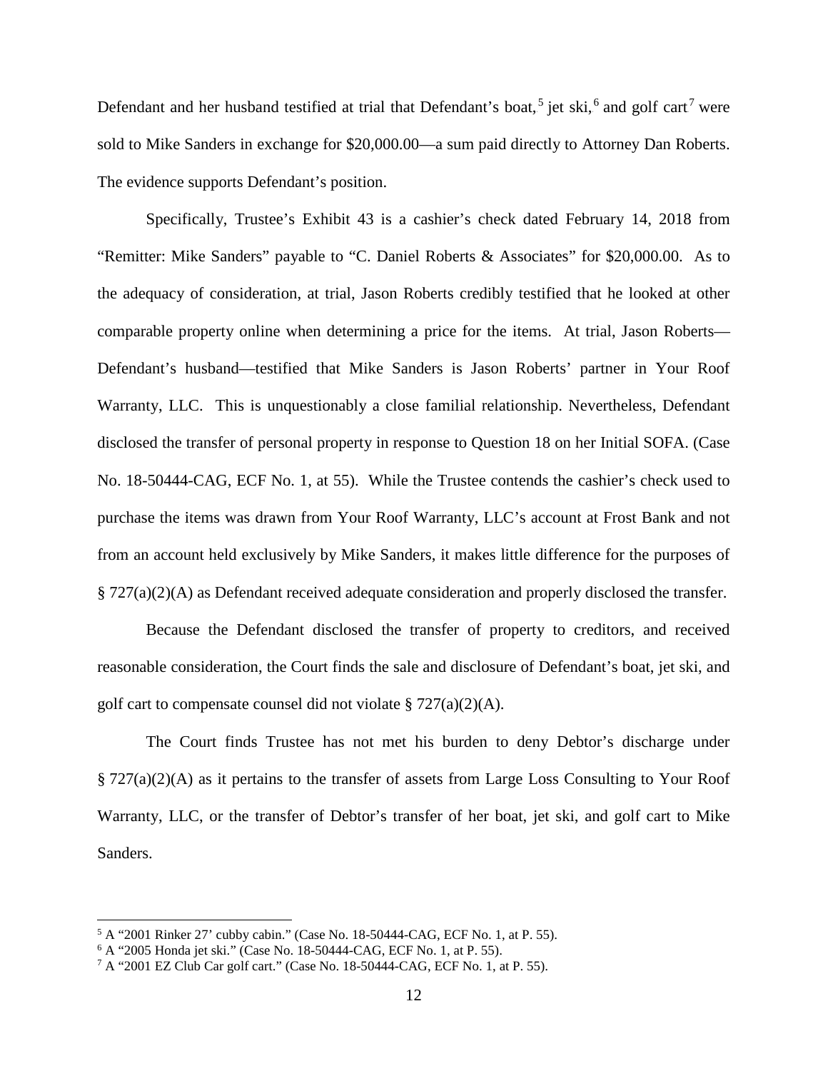Defendant and her husband testified at trial that Defendant's boat,[5] jet ski,[6] and golf cart[7] were sold to Mike Sanders in exchange for $20,000.00—a sum paid directly to Attorney Dan Roberts. The evidence supports Defendant's position.

Specifically, Trustee's Exhibit 43 is a cashier's check dated February 14, 2018 from "Remitter: Mike Sanders" payable to "C. Daniel Roberts & Associates" for $20,000.00. As to the adequacy of consideration, at trial, Jason Roberts credibly testified that he looked at other comparable property online when determining a price for the items. At trial, Jason Roberts—Defendant's husband—testified that Mike Sanders is Jason Roberts' partner in Your Roof Warranty, LLC. This is unquestionably a close familial relationship. Nevertheless, Defendant disclosed the transfer of personal property in response to Question 18 on her Initial SOFA. (Case No. 18-50444-CAG, ECF No. 1, at 55). While the Trustee contends the cashier's check used to purchase the items was drawn from Your Roof Warranty, LLC's account at Frost Bank and not from an account held exclusively by Mike Sanders, it makes little difference for the purposes of § 727(a)(2)(A) as Defendant received adequate consideration and properly disclosed the transfer.

Because the Defendant disclosed the transfer of property to creditors, and received reasonable consideration, the Court finds the sale and disclosure of Defendant's boat, jet ski, and golf cart to compensate counsel did not violate § 727(a)(2)(A).

The Court finds Trustee has not met his burden to deny Debtor's discharge under § 727(a)(2)(A) as it pertains to the transfer of assets from Large Loss Consulting to Your Roof Warranty, LLC, or the transfer of Debtor's transfer of her boat, jet ski, and golf cart to Mike Sanders.

---

[5] A "2001 Rinker 27' cubby cabin." (Case No. 18-50444-CAG, ECF No. 1, at P. 55).

[6] A "2005 Honda jet ski." (Case No. 18-50444-CAG, ECF No. 1, at P. 55).

[7] A "2001 EZ Club Car golf cart." (Case No. 18-50444-CAG, ECF No. 1, at P. 55).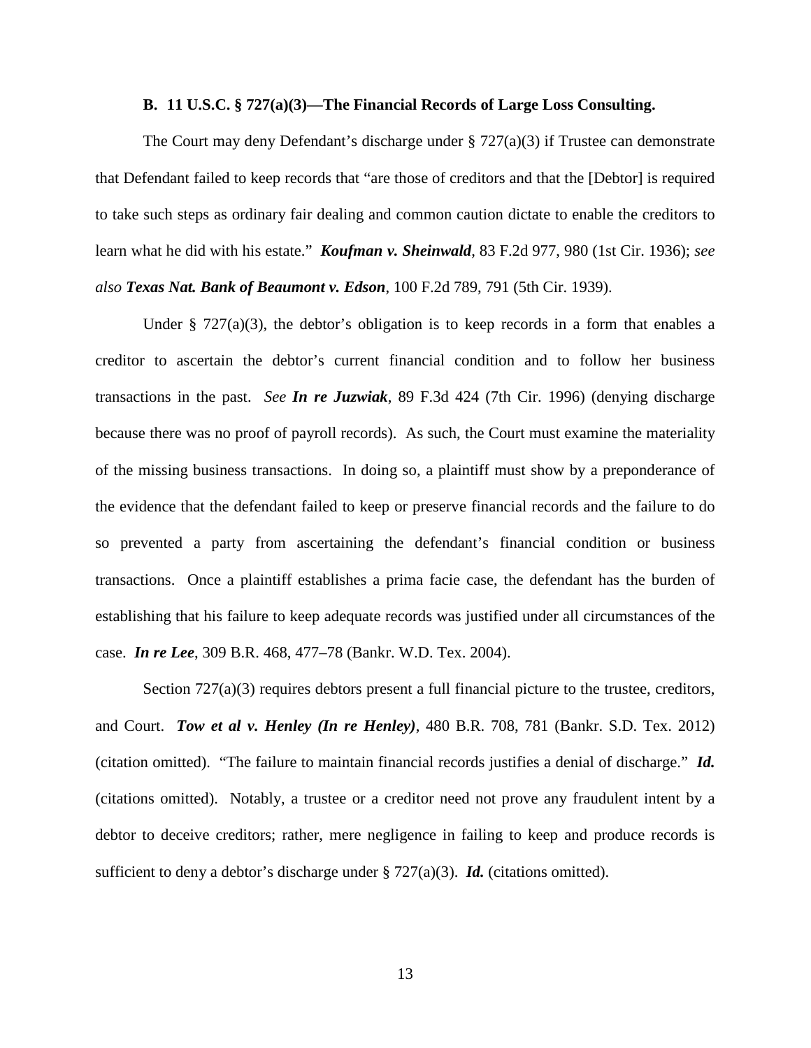### B. 11 U.S.C. § 727(a)(3)—The Financial Records of Large Loss Consulting.

The Court may deny Defendant's discharge under § 727(a)(3) if Trustee can demonstrate that Defendant failed to keep records that "are those of creditors and that the [Debtor] is required to take such steps as ordinary fair dealing and common caution dictate to enable the creditors to learn what he did with his estate." ***Koufman v. Sheinwald***, 83 F.2d 977, 980 (1st Cir. 1936); *see also* ***Texas Nat. Bank of Beaumont v. Edson***, 100 F.2d 789, 791 (5th Cir. 1939).

Under § 727(a)(3), the debtor's obligation is to keep records in a form that enables a creditor to ascertain the debtor's current financial condition and to follow her business transactions in the past. *See* ***In re Juzwiak***, 89 F.3d 424 (7th Cir. 1996) (denying discharge because there was no proof of payroll records). As such, the Court must examine the materiality of the missing business transactions. In doing so, a plaintiff must show by a preponderance of the evidence that the defendant failed to keep or preserve financial records and the failure to do so prevented a party from ascertaining the defendant's financial condition or business transactions. Once a plaintiff establishes a prima facie case, the defendant has the burden of establishing that his failure to keep adequate records was justified under all circumstances of the case. ***In re Lee***, 309 B.R. 468, 477–78 (Bankr. W.D. Tex. 2004).

Section 727(a)(3) requires debtors present a full financial picture to the trustee, creditors, and Court. ***Tow et al v. Henley (In re Henley)***, 480 B.R. 708, 781 (Bankr. S.D. Tex. 2012) (citation omitted). "The failure to maintain financial records justifies a denial of discharge." ***Id.*** (citations omitted). Notably, a trustee or a creditor need not prove any fraudulent intent by a debtor to deceive creditors; rather, mere negligence in failing to keep and produce records is sufficient to deny a debtor's discharge under § 727(a)(3). ***Id.*** (citations omitted).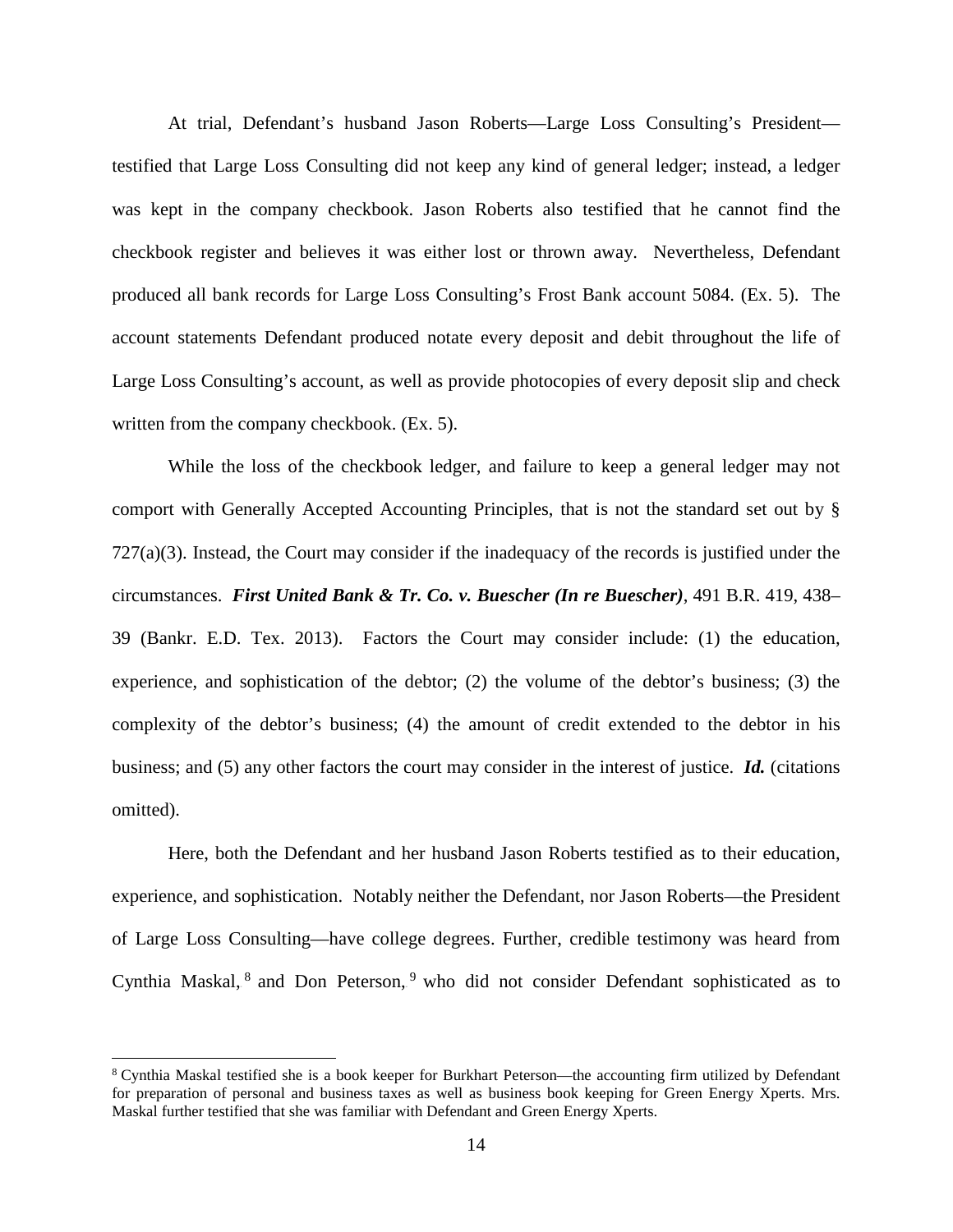At trial, Defendant's husband Jason Roberts—Large Loss Consulting's President—testified that Large Loss Consulting did not keep any kind of general ledger; instead, a ledger was kept in the company checkbook. Jason Roberts also testified that he cannot find the checkbook register and believes it was either lost or thrown away. Nevertheless, Defendant produced all bank records for Large Loss Consulting's Frost Bank account 5084. (Ex. 5). The account statements Defendant produced notate every deposit and debit throughout the life of Large Loss Consulting's account, as well as provide photocopies of every deposit slip and check written from the company checkbook. (Ex. 5).

While the loss of the checkbook ledger, and failure to keep a general ledger may not comport with Generally Accepted Accounting Principles, that is not the standard set out by § 727(a)(3). Instead, the Court may consider if the inadequacy of the records is justified under the circumstances. ***First United Bank & Tr. Co. v. Buescher (In re Buescher)***, 491 B.R. 419, 438–39 (Bankr. E.D. Tex. 2013). Factors the Court may consider include: (1) the education, experience, and sophistication of the debtor; (2) the volume of the debtor's business; (3) the complexity of the debtor's business; (4) the amount of credit extended to the debtor in his business; and (5) any other factors the court may consider in the interest of justice. ***Id.*** (citations omitted).

Here, both the Defendant and her husband Jason Roberts testified as to their education, experience, and sophistication. Notably neither the Defendant, nor Jason Roberts—the President of Large Loss Consulting—have college degrees. Further, credible testimony was heard from Cynthia Maskal,[8] and Don Peterson,[9] who did not consider Defendant sophisticated as to

[8] Cynthia Maskal testified she is a book keeper for Burkhart Peterson—the accounting firm utilized by Defendant for preparation of personal and business taxes as well as business book keeping for Green Energy Xperts. Mrs. Maskal further testified that she was familiar with Defendant and Green Energy Xperts.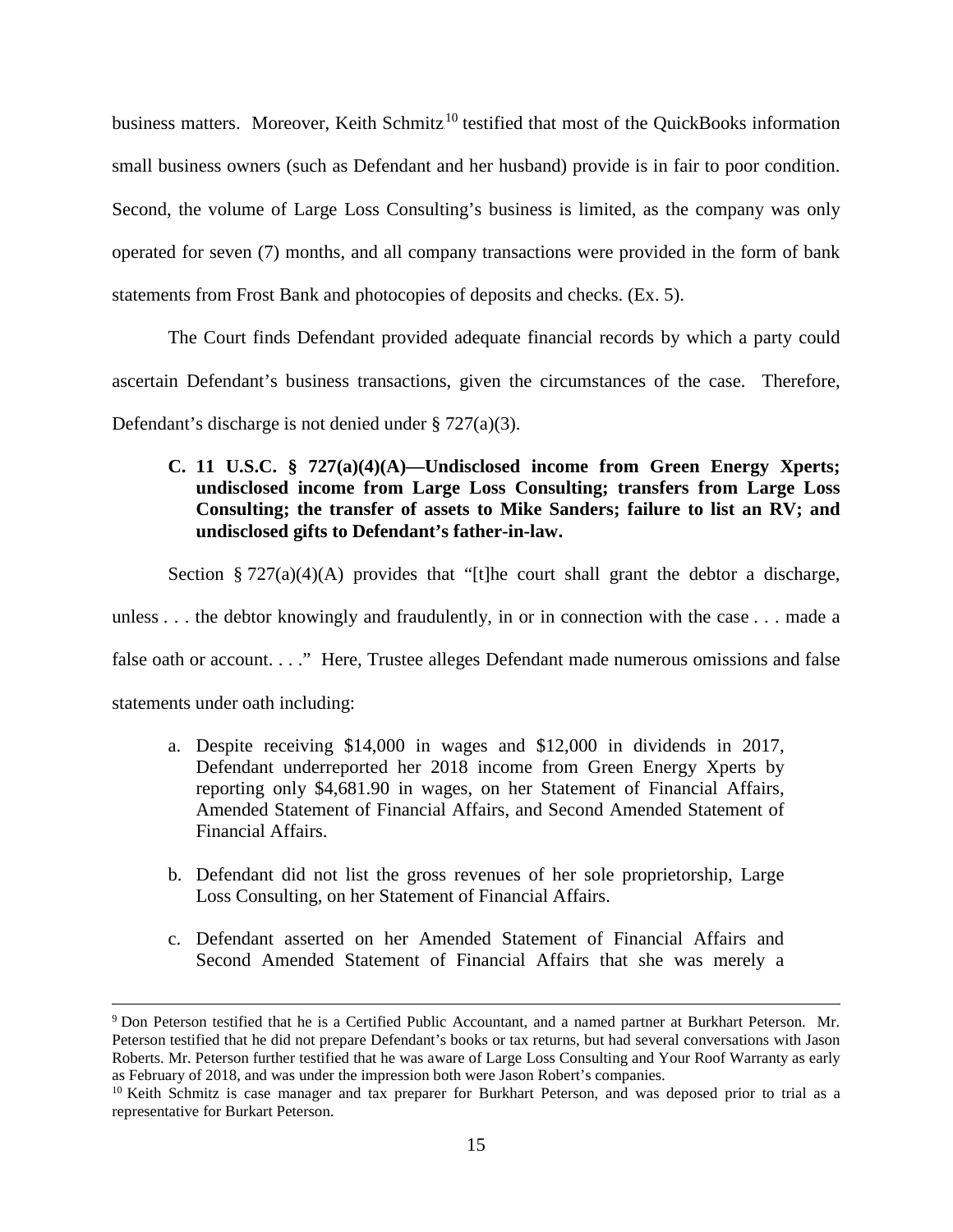business matters. Moreover, Keith Schmitz[10] testified that most of the QuickBooks information small business owners (such as Defendant and her husband) provide is in fair to poor condition. Second, the volume of Large Loss Consulting's business is limited, as the company was only operated for seven (7) months, and all company transactions were provided in the form of bank statements from Frost Bank and photocopies of deposits and checks. (Ex. 5).

The Court finds Defendant provided adequate financial records by which a party could ascertain Defendant's business transactions, given the circumstances of the case. Therefore, Defendant's discharge is not denied under § 727(a)(3).

### C. 11 U.S.C. § 727(a)(4)(A)—Undisclosed income from Green Energy Xperts; undisclosed income from Large Loss Consulting; transfers from Large Loss Consulting; the transfer of assets to Mike Sanders; failure to list an RV; and undisclosed gifts to Defendant's father-in-law.

Section § 727(a)(4)(A) provides that "[t]he court shall grant the debtor a discharge, unless . . . the debtor knowingly and fraudulently, in or in connection with the case . . . made a false oath or account. . . ." Here, Trustee alleges Defendant made numerous omissions and false statements under oath including:

a. Despite receiving $14,000 in wages and $12,000 in dividends in 2017, Defendant underreported her 2018 income from Green Energy Xperts by reporting only $4,681.90 in wages, on her Statement of Financial Affairs, Amended Statement of Financial Affairs, and Second Amended Statement of Financial Affairs.

b. Defendant did not list the gross revenues of her sole proprietorship, Large Loss Consulting, on her Statement of Financial Affairs.

c. Defendant asserted on her Amended Statement of Financial Affairs and Second Amended Statement of Financial Affairs that she was merely a

---

[9] Don Peterson testified that he is a Certified Public Accountant, and a named partner at Burkhart Peterson. Mr. Peterson testified that he did not prepare Defendant's books or tax returns, but had several conversations with Jason Roberts. Mr. Peterson further testified that he was aware of Large Loss Consulting and Your Roof Warranty as early as February of 2018, and was under the impression both were Jason Robert's companies.

[10] Keith Schmitz is case manager and tax preparer for Burkhart Peterson, and was deposed prior to trial as a representative for Burkart Peterson.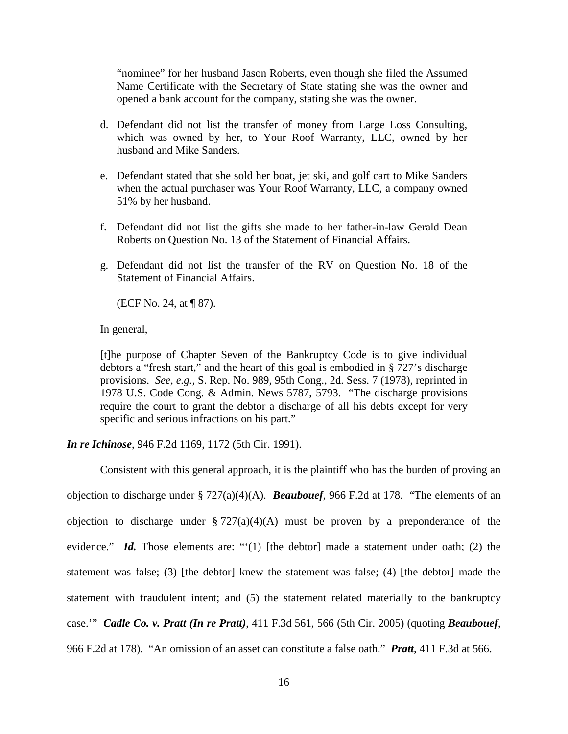"nominee" for her husband Jason Roberts, even though she filed the Assumed Name Certificate with the Secretary of State stating she was the owner and opened a bank account for the company, stating she was the owner.

d. Defendant did not list the transfer of money from Large Loss Consulting, which was owned by her, to Your Roof Warranty, LLC, owned by her husband and Mike Sanders.

e. Defendant stated that she sold her boat, jet ski, and golf cart to Mike Sanders when the actual purchaser was Your Roof Warranty, LLC, a company owned 51% by her husband.

f. Defendant did not list the gifts she made to her father-in-law Gerald Dean Roberts on Question No. 13 of the Statement of Financial Affairs.

g. Defendant did not list the transfer of the RV on Question No. 18 of the Statement of Financial Affairs.

(ECF No. 24, at ¶ 87).

In general,

> [t]he purpose of Chapter Seven of the Bankruptcy Code is to give individual debtors a "fresh start," and the heart of this goal is embodied in § 727's discharge provisions. *See, e.g.*, S. Rep. No. 989, 95th Cong., 2d. Sess. 7 (1978), reprinted in 1978 U.S. Code Cong. & Admin. News 5787, 5793. "The discharge provisions require the court to grant the debtor a discharge of all his debts except for very specific and serious infractions on his part."

***In re Ichinose***, 946 F.2d 1169, 1172 (5th Cir. 1991).

Consistent with this general approach, it is the plaintiff who has the burden of proving an objection to discharge under § 727(a)(4)(A). ***Beaubouef***, 966 F.2d at 178. "The elements of an objection to discharge under § 727(a)(4)(A) must be proven by a preponderance of the evidence." ***Id.*** Those elements are: "'(1) [the debtor] made a statement under oath; (2) the statement was false; (3) [the debtor] knew the statement was false; (4) [the debtor] made the statement with fraudulent intent; and (5) the statement related materially to the bankruptcy case.'" ***Cadle Co. v. Pratt (In re Pratt)***, 411 F.3d 561, 566 (5th Cir. 2005) (quoting ***Beaubouef***, 966 F.2d at 178). "An omission of an asset can constitute a false oath." ***Pratt***, 411 F.3d at 566.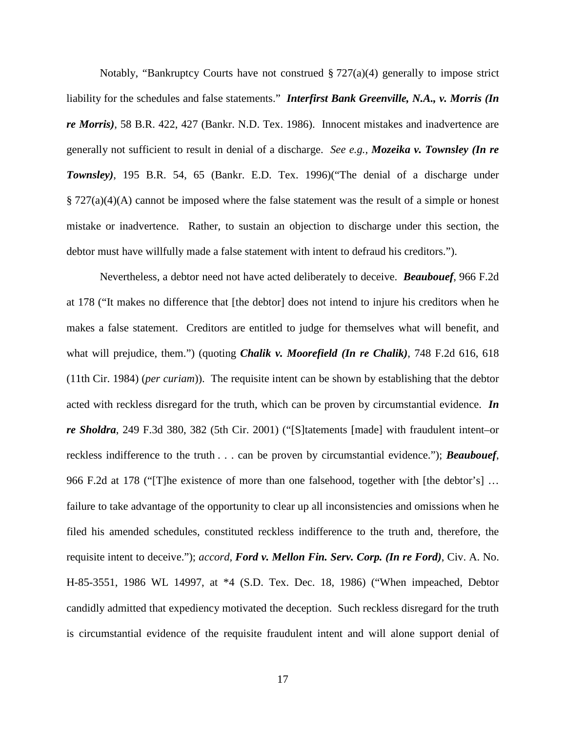Notably, "Bankruptcy Courts have not construed § 727(a)(4) generally to impose strict liability for the schedules and false statements." ***Interfirst Bank Greenville, N.A., v. Morris (In re Morris)***, 58 B.R. 422, 427 (Bankr. N.D. Tex. 1986). Innocent mistakes and inadvertence are generally not sufficient to result in denial of a discharge. *See e.g.*, ***Mozeika v. Townsley (In re Townsley)***, 195 B.R. 54, 65 (Bankr. E.D. Tex. 1996)("The denial of a discharge under § 727(a)(4)(A) cannot be imposed where the false statement was the result of a simple or honest mistake or inadvertence. Rather, to sustain an objection to discharge under this section, the debtor must have willfully made a false statement with intent to defraud his creditors.").

Nevertheless, a debtor need not have acted deliberately to deceive. ***Beaubouef***, 966 F.2d at 178 ("It makes no difference that [the debtor] does not intend to injure his creditors when he makes a false statement. Creditors are entitled to judge for themselves what will benefit, and what will prejudice, them.") (quoting ***Chalik v. Moorefield (In re Chalik)***, 748 F.2d 616, 618 (11th Cir. 1984) (*per curiam*)). The requisite intent can be shown by establishing that the debtor acted with reckless disregard for the truth, which can be proven by circumstantial evidence. ***In re Sholdra***, 249 F.3d 380, 382 (5th Cir. 2001) ("[S]tatements [made] with fraudulent intent–or reckless indifference to the truth . . . can be proven by circumstantial evidence."); ***Beaubouef***, 966 F.2d at 178 ("[T]he existence of more than one falsehood, together with [the debtor's] … failure to take advantage of the opportunity to clear up all inconsistencies and omissions when he filed his amended schedules, constituted reckless indifference to the truth and, therefore, the requisite intent to deceive."); *accord*, ***Ford v. Mellon Fin. Serv. Corp. (In re Ford)***, Civ. A. No. H-85-3551, 1986 WL 14997, at *4 (S.D. Tex. Dec. 18, 1986) ("When impeached, Debtor candidly admitted that expediency motivated the deception. Such reckless disregard for the truth is circumstantial evidence of the requisite fraudulent intent and will alone support denial of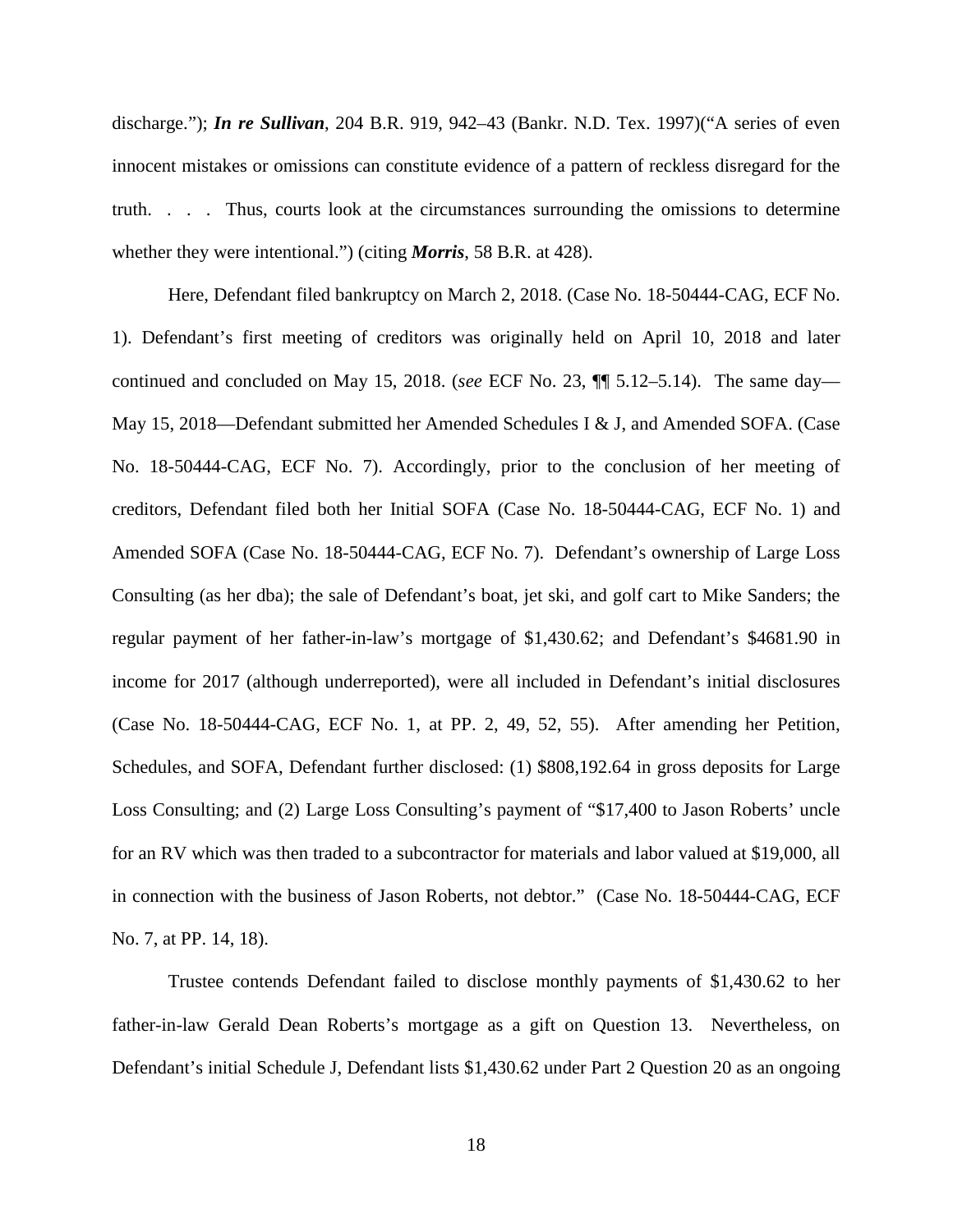discharge."); ***In re Sullivan***, 204 B.R. 919, 942–43 (Bankr. N.D. Tex. 1997)("A series of even innocent mistakes or omissions can constitute evidence of a pattern of reckless disregard for the truth. . . . Thus, courts look at the circumstances surrounding the omissions to determine whether they were intentional.") (citing ***Morris***, 58 B.R. at 428).

Here, Defendant filed bankruptcy on March 2, 2018. (Case No. 18-50444-CAG, ECF No. 1). Defendant's first meeting of creditors was originally held on April 10, 2018 and later continued and concluded on May 15, 2018. (*see* ECF No. 23, ¶¶ 5.12–5.14). The same day—May 15, 2018—Defendant submitted her Amended Schedules I & J, and Amended SOFA. (Case No. 18-50444-CAG, ECF No. 7). Accordingly, prior to the conclusion of her meeting of creditors, Defendant filed both her Initial SOFA (Case No. 18-50444-CAG, ECF No. 1) and Amended SOFA (Case No. 18-50444-CAG, ECF No. 7). Defendant's ownership of Large Loss Consulting (as her dba); the sale of Defendant's boat, jet ski, and golf cart to Mike Sanders; the regular payment of her father-in-law's mortgage of $1,430.62; and Defendant's $4681.90 in income for 2017 (although underreported), were all included in Defendant's initial disclosures (Case No. 18-50444-CAG, ECF No. 1, at PP. 2, 49, 52, 55). After amending her Petition, Schedules, and SOFA, Defendant further disclosed: (1) $808,192.64 in gross deposits for Large Loss Consulting; and (2) Large Loss Consulting's payment of "$17,400 to Jason Roberts' uncle for an RV which was then traded to a subcontractor for materials and labor valued at $19,000, all in connection with the business of Jason Roberts, not debtor." (Case No. 18-50444-CAG, ECF No. 7, at PP. 14, 18).

Trustee contends Defendant failed to disclose monthly payments of $1,430.62 to her father-in-law Gerald Dean Roberts's mortgage as a gift on Question 13. Nevertheless, on Defendant's initial Schedule J, Defendant lists $1,430.62 under Part 2 Question 20 as an ongoing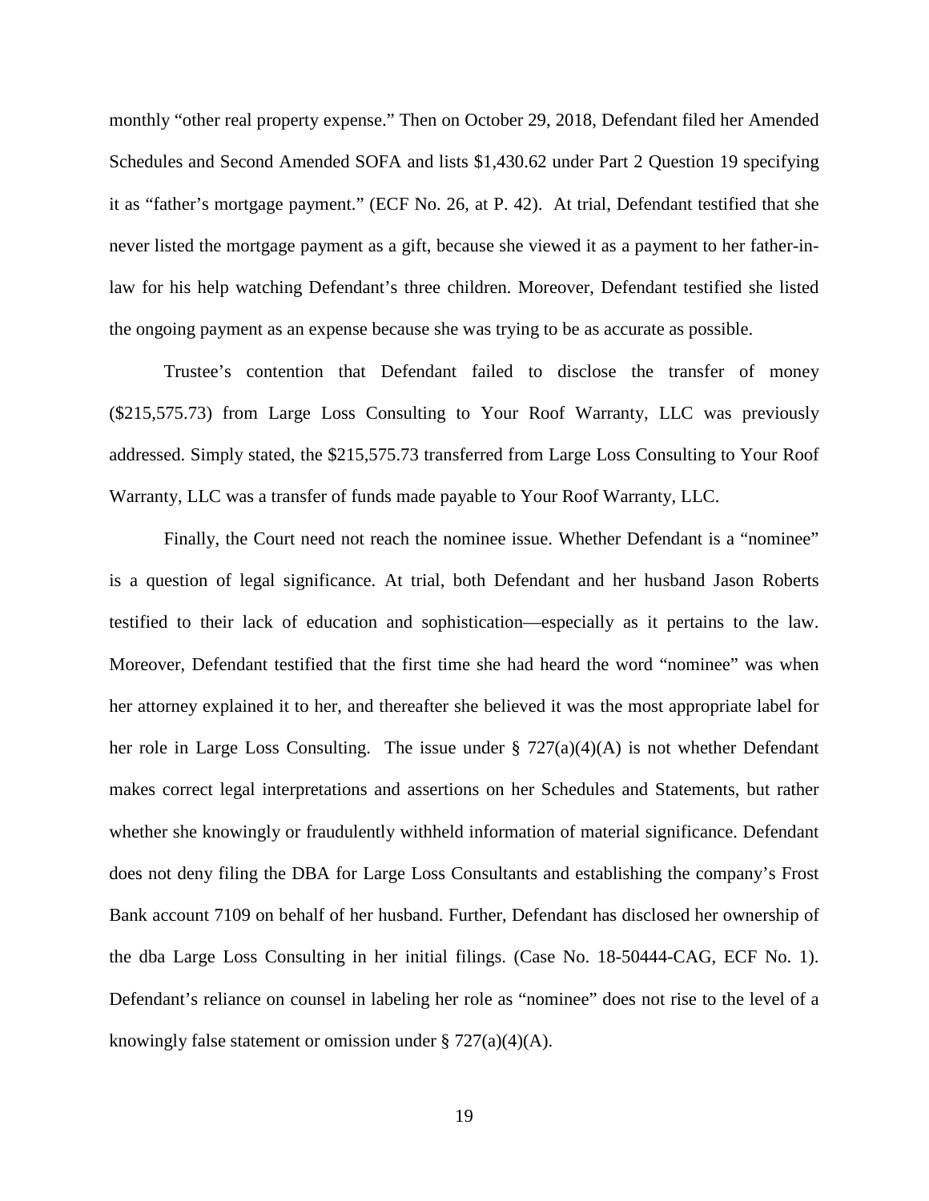monthly "other real property expense." Then on October 29, 2018, Defendant filed her Amended Schedules and Second Amended SOFA and lists $1,430.62 under Part 2 Question 19 specifying it as "father's mortgage payment." (ECF No. 26, at P. 42). At trial, Defendant testified that she never listed the mortgage payment as a gift, because she viewed it as a payment to her father-in-law for his help watching Defendant's three children. Moreover, Defendant testified she listed the ongoing payment as an expense because she was trying to be as accurate as possible.

Trustee's contention that Defendant failed to disclose the transfer of money ($215,575.73) from Large Loss Consulting to Your Roof Warranty, LLC was previously addressed. Simply stated, the $215,575.73 transferred from Large Loss Consulting to Your Roof Warranty, LLC was a transfer of funds made payable to Your Roof Warranty, LLC.

Finally, the Court need not reach the nominee issue. Whether Defendant is a "nominee" is a question of legal significance. At trial, both Defendant and her husband Jason Roberts testified to their lack of education and sophistication—especially as it pertains to the law. Moreover, Defendant testified that the first time she had heard the word "nominee" was when her attorney explained it to her, and thereafter she believed it was the most appropriate label for her role in Large Loss Consulting. The issue under § 727(a)(4)(A) is not whether Defendant makes correct legal interpretations and assertions on her Schedules and Statements, but rather whether she knowingly or fraudulently withheld information of material significance. Defendant does not deny filing the DBA for Large Loss Consultants and establishing the company's Frost Bank account 7109 on behalf of her husband. Further, Defendant has disclosed her ownership of the dba Large Loss Consulting in her initial filings. (Case No. 18-50444-CAG, ECF No. 1). Defendant's reliance on counsel in labeling her role as "nominee" does not rise to the level of a knowingly false statement or omission under § 727(a)(4)(A).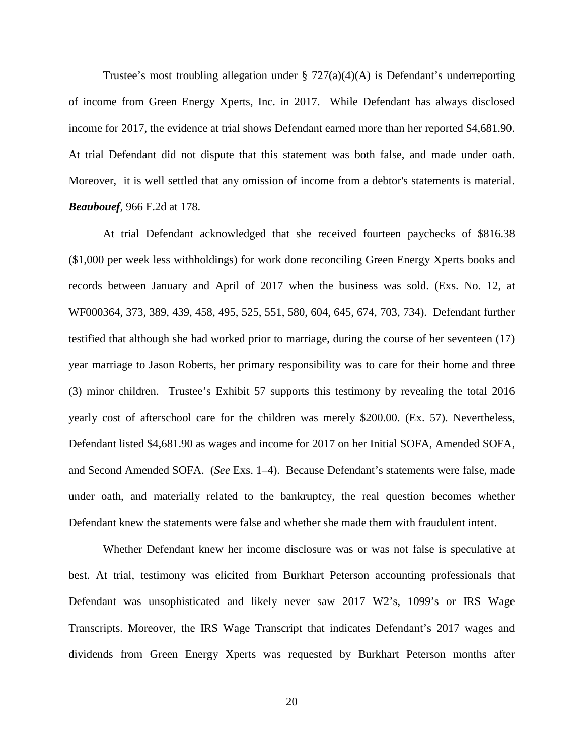Trustee's most troubling allegation under § 727(a)(4)(A) is Defendant's underreporting of income from Green Energy Xperts, Inc. in 2017. While Defendant has always disclosed income for 2017, the evidence at trial shows Defendant earned more than her reported $4,681.90. At trial Defendant did not dispute that this statement was both false, and made under oath. Moreover, it is well settled that any omission of income from a debtor's statements is material. ***Beaubouef***, 966 F.2d at 178.

At trial Defendant acknowledged that she received fourteen paychecks of $816.38 ($1,000 per week less withholdings) for work done reconciling Green Energy Xperts books and records between January and April of 2017 when the business was sold. (Exs. No. 12, at WF000364, 373, 389, 439, 458, 495, 525, 551, 580, 604, 645, 674, 703, 734). Defendant further testified that although she had worked prior to marriage, during the course of her seventeen (17) year marriage to Jason Roberts, her primary responsibility was to care for their home and three (3) minor children. Trustee's Exhibit 57 supports this testimony by revealing the total 2016 yearly cost of afterschool care for the children was merely $200.00. (Ex. 57). Nevertheless, Defendant listed $4,681.90 as wages and income for 2017 on her Initial SOFA, Amended SOFA, and Second Amended SOFA. (*See* Exs. 1–4). Because Defendant's statements were false, made under oath, and materially related to the bankruptcy, the real question becomes whether Defendant knew the statements were false and whether she made them with fraudulent intent.

Whether Defendant knew her income disclosure was or was not false is speculative at best. At trial, testimony was elicited from Burkhart Peterson accounting professionals that Defendant was unsophisticated and likely never saw 2017 W2's, 1099's or IRS Wage Transcripts. Moreover, the IRS Wage Transcript that indicates Defendant's 2017 wages and dividends from Green Energy Xperts was requested by Burkhart Peterson months after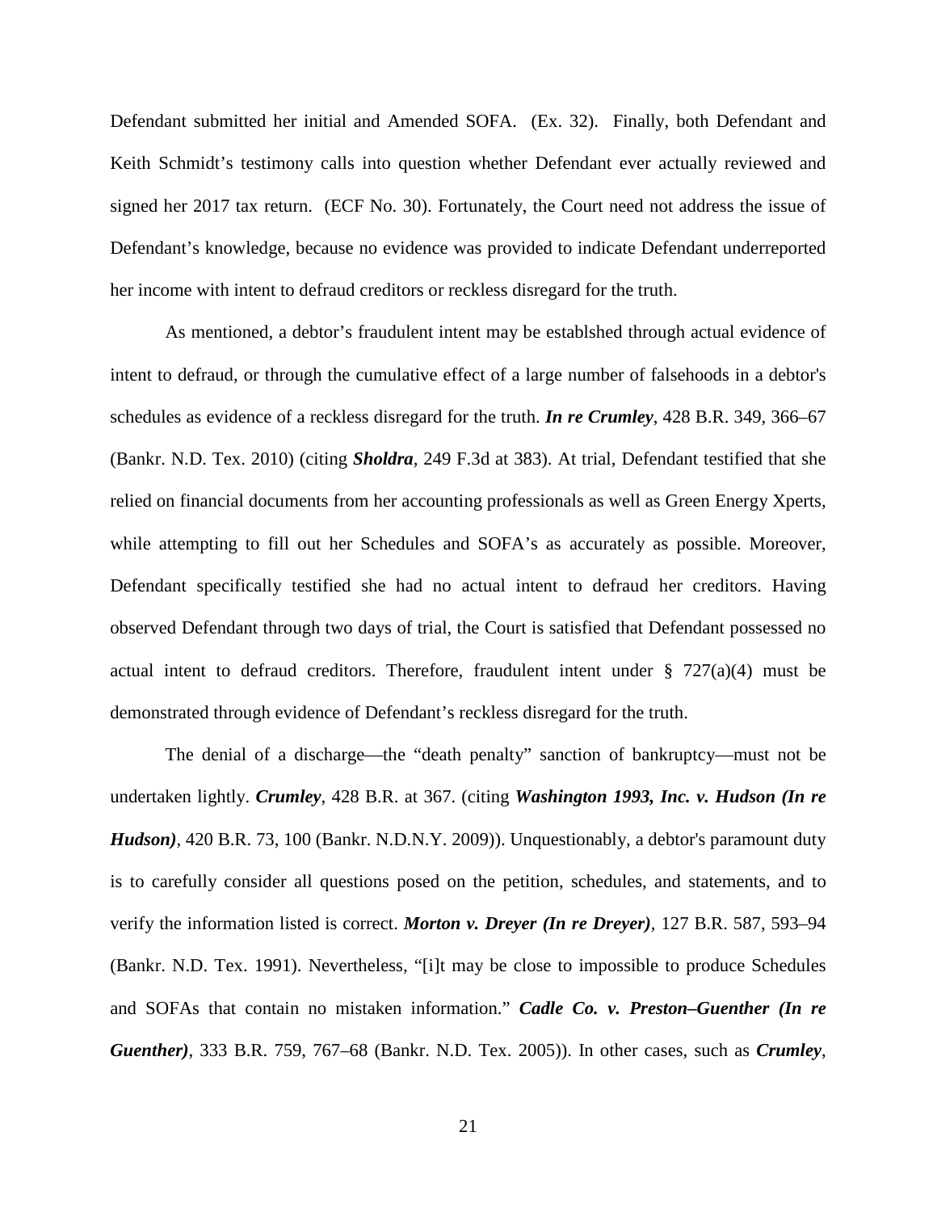Defendant submitted her initial and Amended SOFA. (Ex. 32). Finally, both Defendant and Keith Schmidt's testimony calls into question whether Defendant ever actually reviewed and signed her 2017 tax return. (ECF No. 30). Fortunately, the Court need not address the issue of Defendant's knowledge, because no evidence was provided to indicate Defendant underreported her income with intent to defraud creditors or reckless disregard for the truth.

As mentioned, a debtor's fraudulent intent may be establshed through actual evidence of intent to defraud, or through the cumulative effect of a large number of falsehoods in a debtor's schedules as evidence of a reckless disregard for the truth. ***In re Crumley***, 428 B.R. 349, 366–67 (Bankr. N.D. Tex. 2010) (citing ***Sholdra***, 249 F.3d at 383). At trial, Defendant testified that she relied on financial documents from her accounting professionals as well as Green Energy Xperts, while attempting to fill out her Schedules and SOFA's as accurately as possible. Moreover, Defendant specifically testified she had no actual intent to defraud her creditors. Having observed Defendant through two days of trial, the Court is satisfied that Defendant possessed no actual intent to defraud creditors. Therefore, fraudulent intent under § 727(a)(4) must be demonstrated through evidence of Defendant's reckless disregard for the truth.

The denial of a discharge—the "death penalty" sanction of bankruptcy—must not be undertaken lightly. ***Crumley***, 428 B.R. at 367. (citing ***Washington 1993, Inc. v. Hudson (In re Hudson)***, 420 B.R. 73, 100 (Bankr. N.D.N.Y. 2009)). Unquestionably, a debtor's paramount duty is to carefully consider all questions posed on the petition, schedules, and statements, and to verify the information listed is correct. ***Morton v. Dreyer (In re Dreyer)***, 127 B.R. 587, 593–94 (Bankr. N.D. Tex. 1991). Nevertheless, "[i]t may be close to impossible to produce Schedules and SOFAs that contain no mistaken information." ***Cadle Co. v. Preston–Guenther (In re Guenther)***, 333 B.R. 759, 767–68 (Bankr. N.D. Tex. 2005)). In other cases, such as ***Crumley***,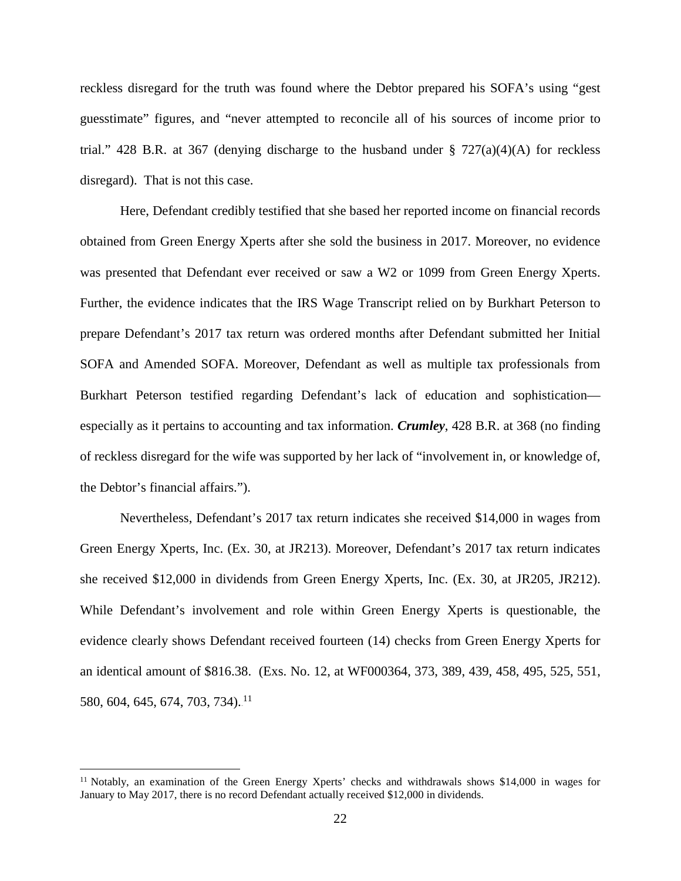reckless disregard for the truth was found where the Debtor prepared his SOFA's using "gest guesstimate" figures, and "never attempted to reconcile all of his sources of income prior to trial." 428 B.R. at 367 (denying discharge to the husband under § 727(a)(4)(A) for reckless disregard). That is not this case.

Here, Defendant credibly testified that she based her reported income on financial records obtained from Green Energy Xperts after she sold the business in 2017. Moreover, no evidence was presented that Defendant ever received or saw a W2 or 1099 from Green Energy Xperts. Further, the evidence indicates that the IRS Wage Transcript relied on by Burkhart Peterson to prepare Defendant's 2017 tax return was ordered months after Defendant submitted her Initial SOFA and Amended SOFA. Moreover, Defendant as well as multiple tax professionals from Burkhart Peterson testified regarding Defendant's lack of education and sophistication—especially as it pertains to accounting and tax information. ***Crumley***, 428 B.R. at 368 (no finding of reckless disregard for the wife was supported by her lack of "involvement in, or knowledge of, the Debtor's financial affairs.").

Nevertheless, Defendant's 2017 tax return indicates she received $14,000 in wages from Green Energy Xperts, Inc. (Ex. 30, at JR213). Moreover, Defendant's 2017 tax return indicates she received $12,000 in dividends from Green Energy Xperts, Inc. (Ex. 30, at JR205, JR212). While Defendant's involvement and role within Green Energy Xperts is questionable, the evidence clearly shows Defendant received fourteen (14) checks from Green Energy Xperts for an identical amount of $816.38. (Exs. No. 12, at WF000364, 373, 389, 439, 458, 495, 525, 551, 580, 604, 645, 674, 703, 734).[11]

[11] Notably, an examination of the Green Energy Xperts' checks and withdrawals shows $14,000 in wages for January to May 2017, there is no record Defendant actually received $12,000 in dividends.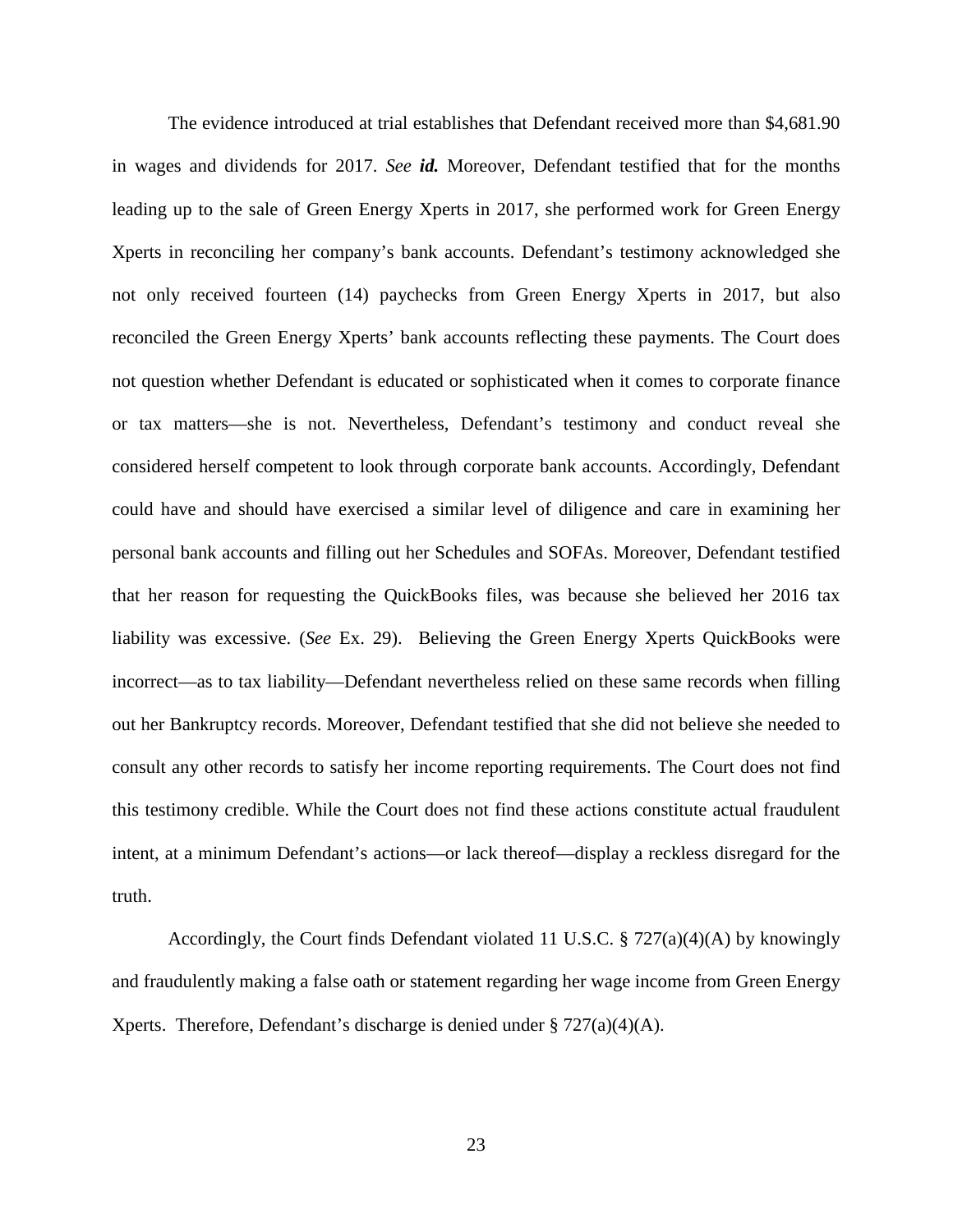The evidence introduced at trial establishes that Defendant received more than $4,681.90 in wages and dividends for 2017. *See **id.*** Moreover, Defendant testified that for the months leading up to the sale of Green Energy Xperts in 2017, she performed work for Green Energy Xperts in reconciling her company's bank accounts. Defendant's testimony acknowledged she not only received fourteen (14) paychecks from Green Energy Xperts in 2017, but also reconciled the Green Energy Xperts' bank accounts reflecting these payments. The Court does not question whether Defendant is educated or sophisticated when it comes to corporate finance or tax matters—she is not. Nevertheless, Defendant's testimony and conduct reveal she considered herself competent to look through corporate bank accounts. Accordingly, Defendant could have and should have exercised a similar level of diligence and care in examining her personal bank accounts and filling out her Schedules and SOFAs. Moreover, Defendant testified that her reason for requesting the QuickBooks files, was because she believed her 2016 tax liability was excessive. (*See* Ex. 29). Believing the Green Energy Xperts QuickBooks were incorrect—as to tax liability—Defendant nevertheless relied on these same records when filling out her Bankruptcy records. Moreover, Defendant testified that she did not believe she needed to consult any other records to satisfy her income reporting requirements. The Court does not find this testimony credible. While the Court does not find these actions constitute actual fraudulent intent, at a minimum Defendant's actions—or lack thereof—display a reckless disregard for the truth.

Accordingly, the Court finds Defendant violated 11 U.S.C. § 727(a)(4)(A) by knowingly and fraudulently making a false oath or statement regarding her wage income from Green Energy Xperts. Therefore, Defendant's discharge is denied under § 727(a)(4)(A).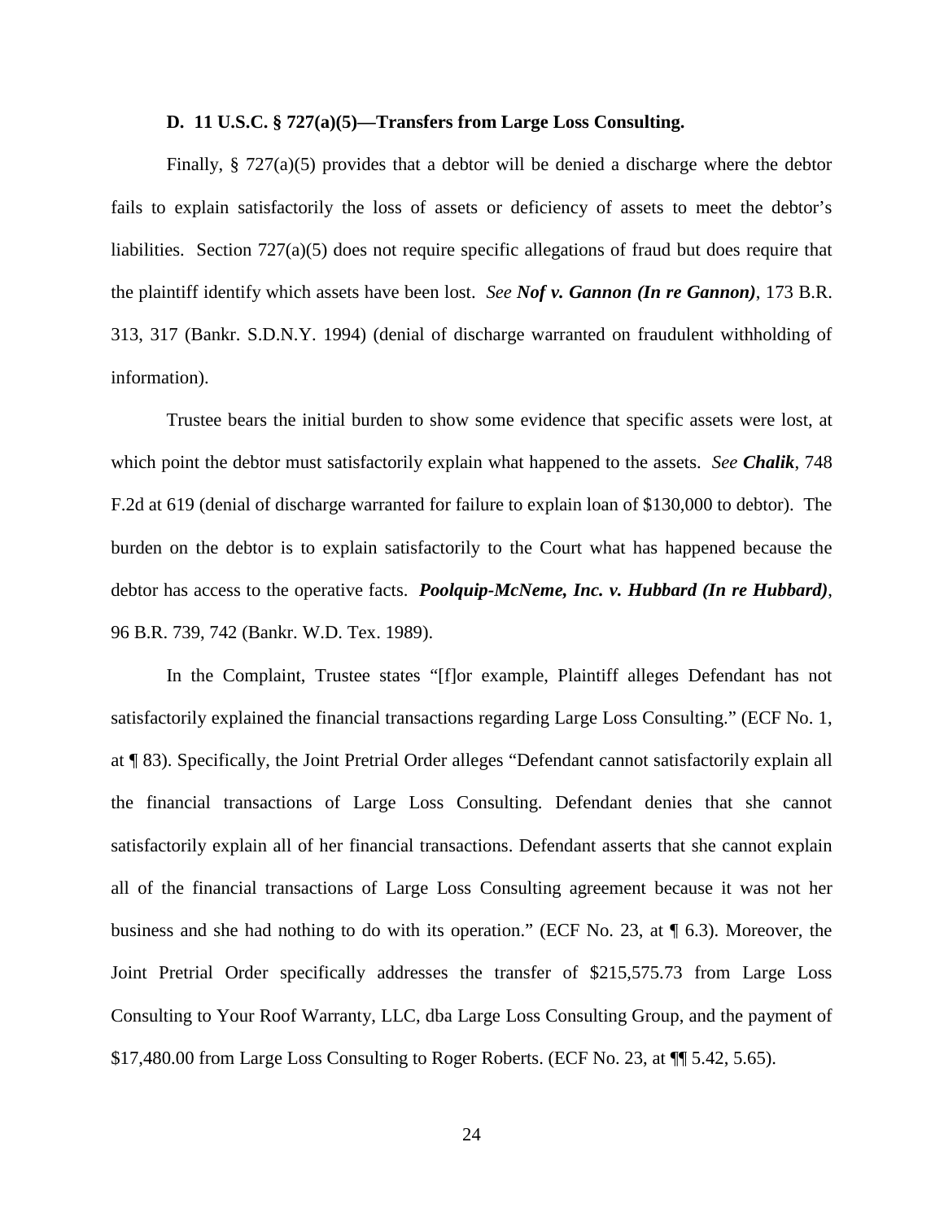### D. 11 U.S.C. § 727(a)(5)—Transfers from Large Loss Consulting.

Finally, § 727(a)(5) provides that a debtor will be denied a discharge where the debtor fails to explain satisfactorily the loss of assets or deficiency of assets to meet the debtor's liabilities. Section 727(a)(5) does not require specific allegations of fraud but does require that the plaintiff identify which assets have been lost. *See **Nof v. Gannon (In re Gannon)***, 173 B.R. 313, 317 (Bankr. S.D.N.Y. 1994) (denial of discharge warranted on fraudulent withholding of information).

Trustee bears the initial burden to show some evidence that specific assets were lost, at which point the debtor must satisfactorily explain what happened to the assets. *See **Chalik***, 748 F.2d at 619 (denial of discharge warranted for failure to explain loan of $130,000 to debtor). The burden on the debtor is to explain satisfactorily to the Court what has happened because the debtor has access to the operative facts. ***Poolquip-McNeme, Inc. v. Hubbard (In re Hubbard)***, 96 B.R. 739, 742 (Bankr. W.D. Tex. 1989).

In the Complaint, Trustee states "[f]or example, Plaintiff alleges Defendant has not satisfactorily explained the financial transactions regarding Large Loss Consulting." (ECF No. 1, at ¶ 83). Specifically, the Joint Pretrial Order alleges "Defendant cannot satisfactorily explain all the financial transactions of Large Loss Consulting. Defendant denies that she cannot satisfactorily explain all of her financial transactions. Defendant asserts that she cannot explain all of the financial transactions of Large Loss Consulting agreement because it was not her business and she had nothing to do with its operation." (ECF No. 23, at ¶ 6.3). Moreover, the Joint Pretrial Order specifically addresses the transfer of $215,575.73 from Large Loss Consulting to Your Roof Warranty, LLC, dba Large Loss Consulting Group, and the payment of $17,480.00 from Large Loss Consulting to Roger Roberts. (ECF No. 23, at ¶¶ 5.42, 5.65).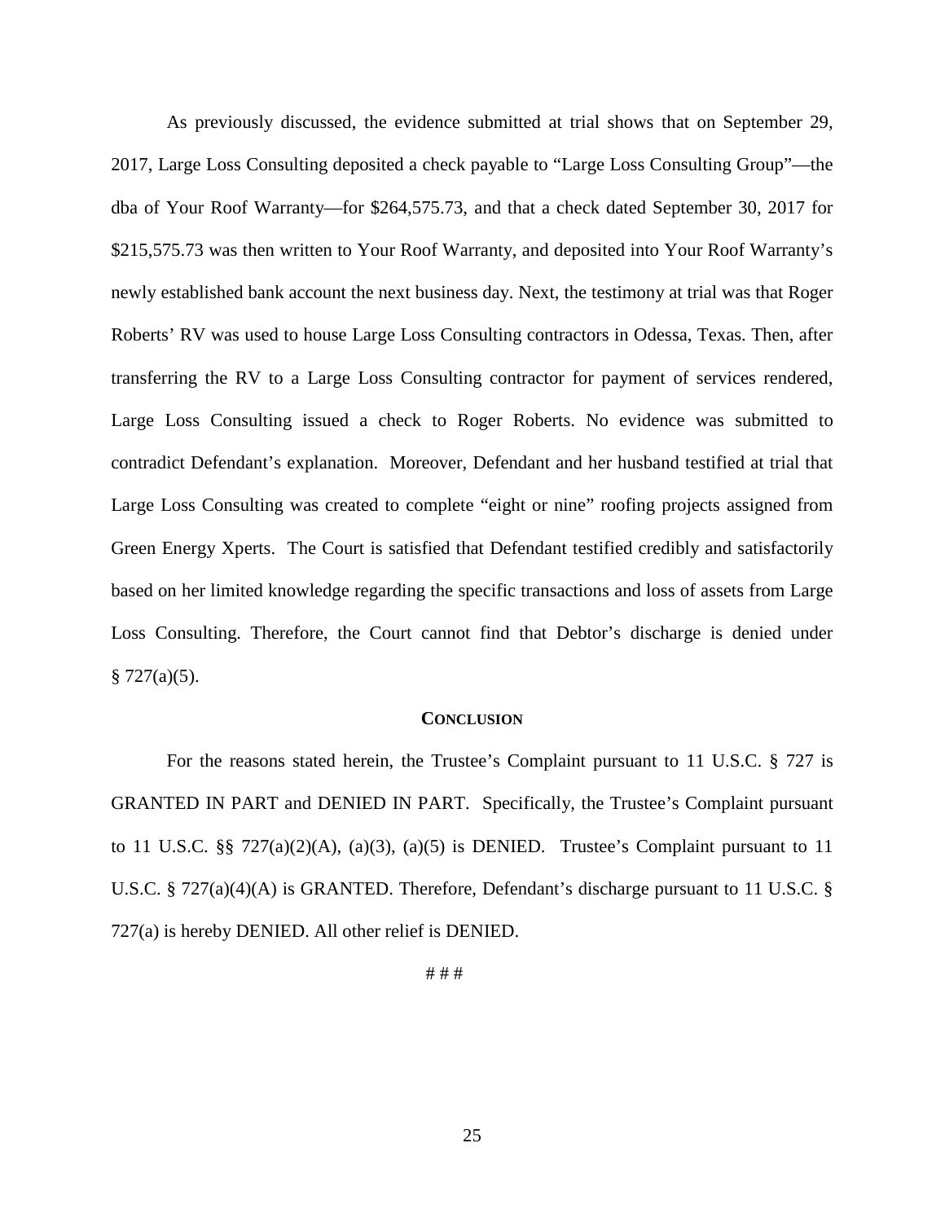As previously discussed, the evidence submitted at trial shows that on September 29, 2017, Large Loss Consulting deposited a check payable to "Large Loss Consulting Group"—the dba of Your Roof Warranty—for $264,575.73, and that a check dated September 30, 2017 for $215,575.73 was then written to Your Roof Warranty, and deposited into Your Roof Warranty's newly established bank account the next business day. Next, the testimony at trial was that Roger Roberts' RV was used to house Large Loss Consulting contractors in Odessa, Texas. Then, after transferring the RV to a Large Loss Consulting contractor for payment of services rendered, Large Loss Consulting issued a check to Roger Roberts. No evidence was submitted to contradict Defendant's explanation. Moreover, Defendant and her husband testified at trial that Large Loss Consulting was created to complete "eight or nine" roofing projects assigned from Green Energy Xperts. The Court is satisfied that Defendant testified credibly and satisfactorily based on her limited knowledge regarding the specific transactions and loss of assets from Large Loss Consulting. Therefore, the Court cannot find that Debtor's discharge is denied under § 727(a)(5).

## CONCLUSION

For the reasons stated herein, the Trustee's Complaint pursuant to 11 U.S.C. § 727 is GRANTED IN PART and DENIED IN PART. Specifically, the Trustee's Complaint pursuant to 11 U.S.C. §§ 727(a)(2)(A), (a)(3), (a)(5) is DENIED. Trustee's Complaint pursuant to 11 U.S.C. § 727(a)(4)(A) is GRANTED. Therefore, Defendant's discharge pursuant to 11 U.S.C. § 727(a) is hereby DENIED. All other relief is DENIED.

# # #